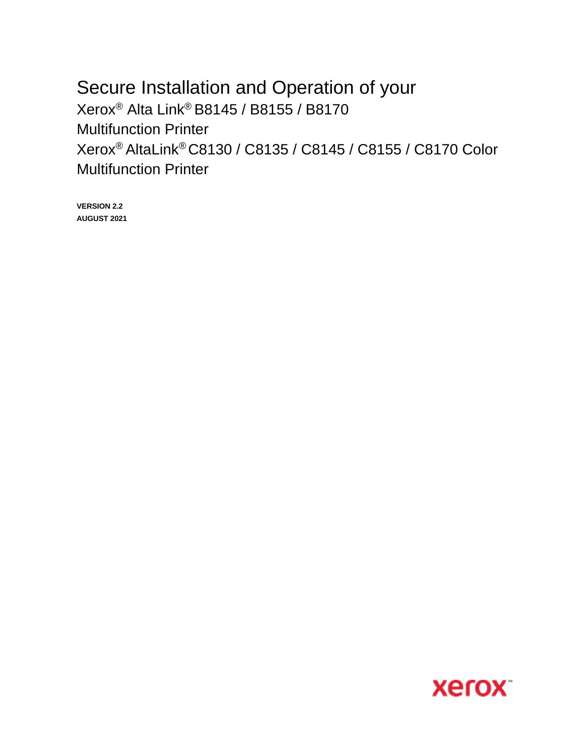# Secure Installation and Operation of your

Xerox® Alta Link® B8145 / B8155 / B8170

Multifunction Printer

Xerox® AltaLink® C8130 / C8135 / C8145 / C8155 / C8170 Color Multifunction Printer

**VERSION 2.2**

**AUGUST 2021**

xerox™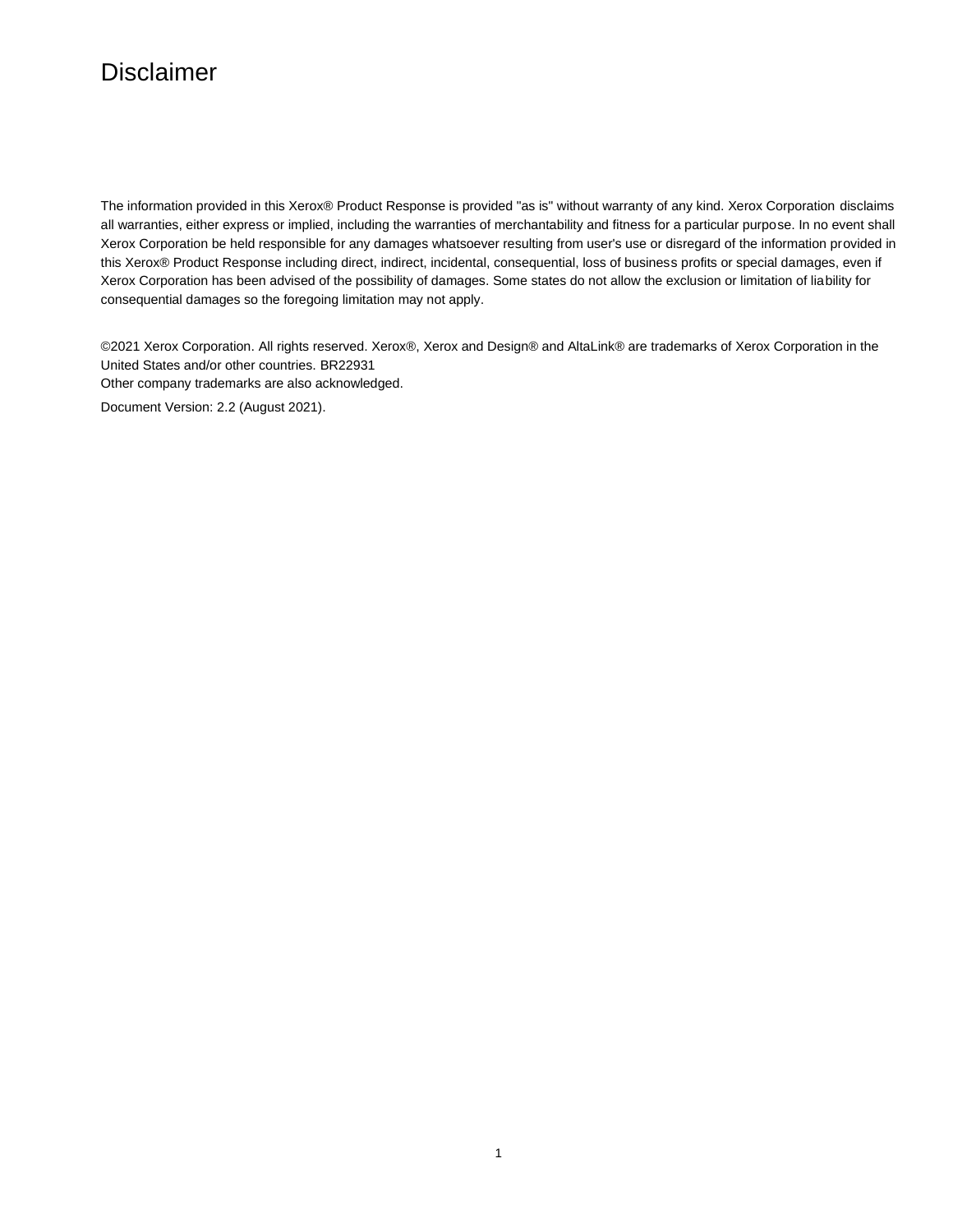# Disclaimer

The information provided in this Xerox® Product Response is provided "as is" without warranty of any kind. Xerox Corporation disclaims all warranties, either express or implied, including the warranties of merchantability and fitness for a particular purpose. In no event shall Xerox Corporation be held responsible for any damages whatsoever resulting from user's use or disregard of the information provided in this Xerox® Product Response including direct, indirect, incidental, consequential, loss of business profits or special damages, even if Xerox Corporation has been advised of the possibility of damages. Some states do not allow the exclusion or limitation of liability for consequential damages so the foregoing limitation may not apply.

©2021 Xerox Corporation. All rights reserved. Xerox®, Xerox and Design® and AltaLink® are trademarks of Xerox Corporation in the United States and/or other countries. BR22931
Other company trademarks are also acknowledged.

Document Version: 2.2 (August 2021).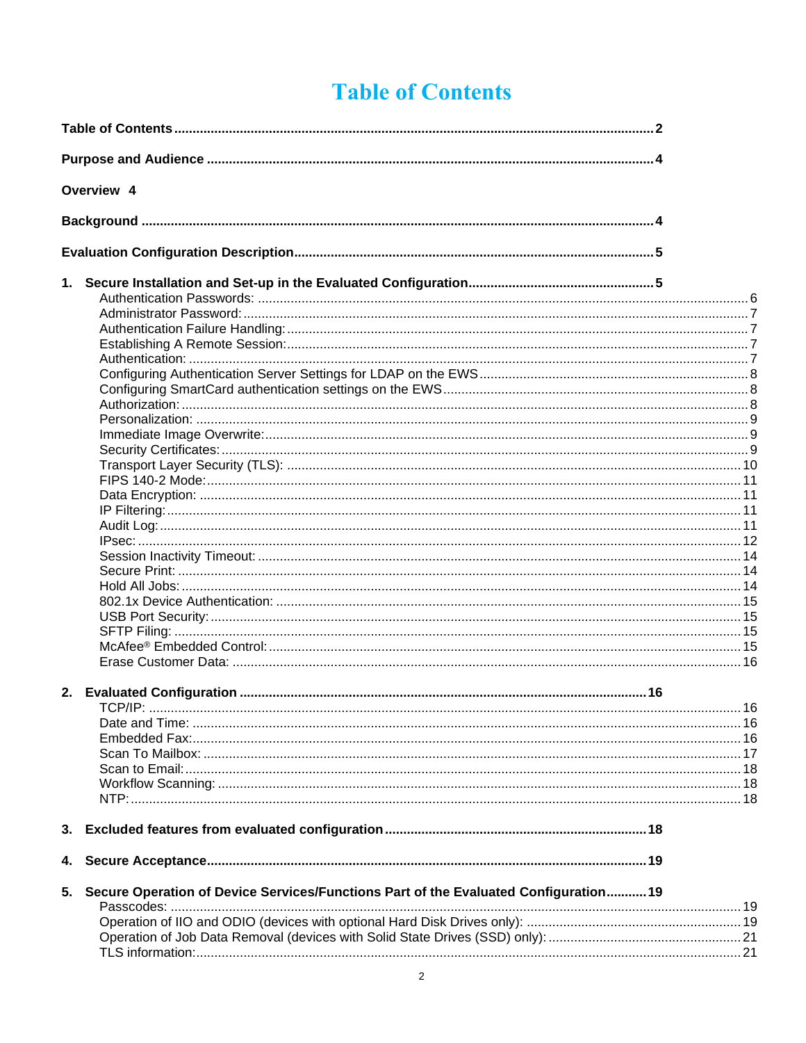# Table of Contents

**Table of Contents** .......... **2**

**Purpose and Audience** .......... **4**

**Overview 4**

**Background** .......... **4**

**Evaluation Configuration Description** .......... **5**

**1. Secure Installation and Set-up in the Evaluated Configuration** .......... **5**

- Authentication Passwords: .......... 6
- Administrator Password: .......... 7
- Authentication Failure Handling: .......... 7
- Establishing A Remote Session: .......... 7
- Authentication: .......... 7
- Configuring Authentication Server Settings for LDAP on the EWS .......... 8
- Configuring SmartCard authentication settings on the EWS .......... 8
- Authorization: .......... 8
- Personalization: .......... 9
- Immediate Image Overwrite: .......... 9
- Security Certificates: .......... 9
- Transport Layer Security (TLS): .......... 10
- FIPS 140-2 Mode: .......... 11
- Data Encryption: .......... 11
- IP Filtering: .......... 11
- Audit Log: .......... 11
- IPsec: .......... 12
- Session Inactivity Timeout: .......... 14
- Secure Print: .......... 14
- Hold All Jobs: .......... 14
- 802.1x Device Authentication: .......... 15
- USB Port Security: .......... 15
- SFTP Filing: .......... 15
- McAfee® Embedded Control: .......... 15
- Erase Customer Data: .......... 16

**2. Evaluated Configuration** .......... **16**

- TCP/IP: .......... 16
- Date and Time: .......... 16
- Embedded Fax: .......... 16
- Scan To Mailbox: .......... 17
- Scan to Email: .......... 18
- Workflow Scanning: .......... 18
- NTP: .......... 18

**3. Excluded features from evaluated configuration** .......... **18**

**4. Secure Acceptance** .......... **19**

**5. Secure Operation of Device Services/Functions Part of the Evaluated Configuration** .......... **19**

- Passcodes: .......... 19
- Operation of IIO and ODIO (devices with optional Hard Disk Drives only): .......... 19
- Operation of Job Data Removal (devices with Solid State Drives (SSD) only): .......... 21
- TLS information: .......... 21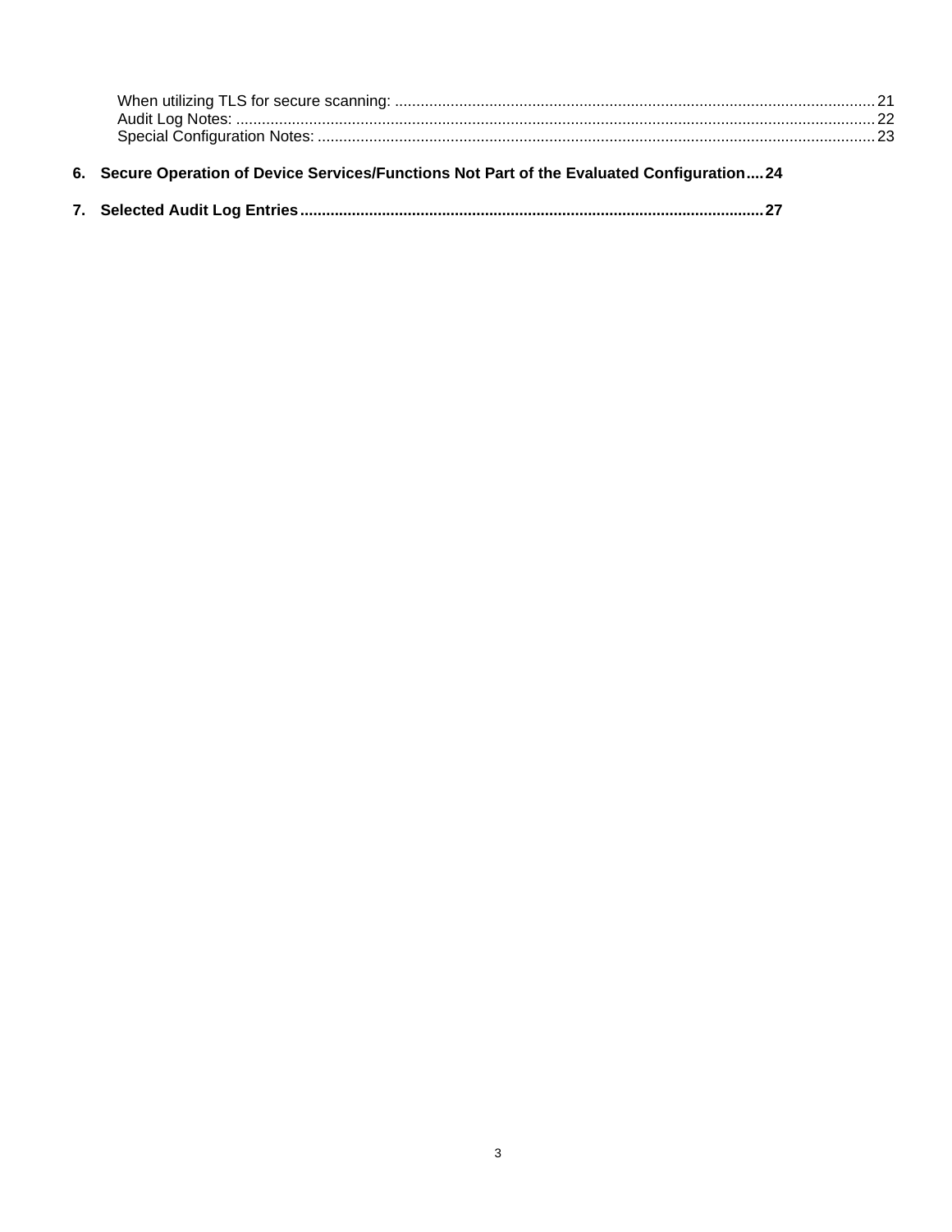When utilizing TLS for secure scanning: ..... 21
Audit Log Notes: ..... 22
Special Configuration Notes: ..... 23

**6. Secure Operation of Device Services/Functions Not Part of the Evaluated Configuration ..... 24**

**7. Selected Audit Log Entries ..... 27**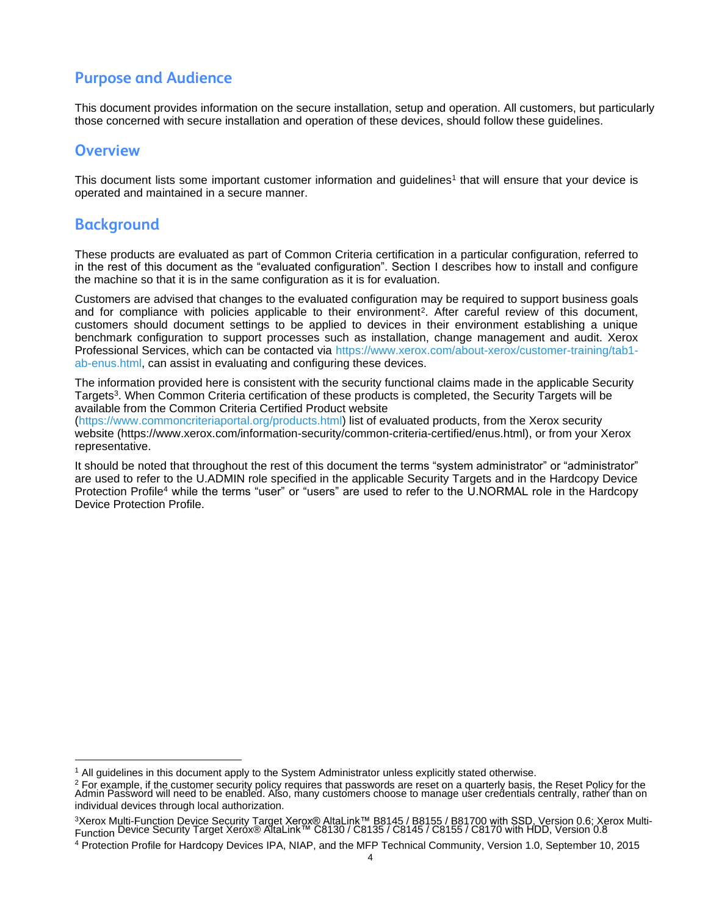## Purpose and Audience

This document provides information on the secure installation, setup and operation. All customers, but particularly those concerned with secure installation and operation of these devices, should follow these guidelines.

## Overview

This document lists some important customer information and guidelines[1] that will ensure that your device is operated and maintained in a secure manner.

## Background

These products are evaluated as part of Common Criteria certification in a particular configuration, referred to in the rest of this document as the "evaluated configuration". Section I describes how to install and configure the machine so that it is in the same configuration as it is for evaluation.

Customers are advised that changes to the evaluated configuration may be required to support business goals and for compliance with policies applicable to their environment[2]. After careful review of this document, customers should document settings to be applied to devices in their environment establishing a unique benchmark configuration to support processes such as installation, change management and audit. Xerox Professional Services, which can be contacted via https://www.xerox.com/about-xerox/customer-training/tab1-ab-enus.html, can assist in evaluating and configuring these devices.

The information provided here is consistent with the security functional claims made in the applicable Security Targets[3]. When Common Criteria certification of these products is completed, the Security Targets will be available from the Common Criteria Certified Product website (https://www.commoncriteriaportal.org/products.html) list of evaluated products, from the Xerox security website (https://www.xerox.com/information-security/common-criteria-certified/enus.html), or from your Xerox representative.

It should be noted that throughout the rest of this document the terms "system administrator" or "administrator" are used to refer to the U.ADMIN role specified in the applicable Security Targets and in the Hardcopy Device Protection Profile[4] while the terms "user" or "users" are used to refer to the U.NORMAL role in the Hardcopy Device Protection Profile.

---

[1] All guidelines in this document apply to the System Administrator unless explicitly stated otherwise.

[2] For example, if the customer security policy requires that passwords are reset on a quarterly basis, the Reset Policy for the Admin Password will need to be enabled. Also, many customers choose to manage user credentials centrally, rather than on individual devices through local authorization.

[3] Xerox Multi-Function Device Security Target Xerox® AltaLink™ B8145 / B8155 / B81700 with SSD, Version 0.6; Xerox Multi-Function Device Security Target Xerox® AltaLink™ C8130 / C8135 / C8145 / C8155 / C8170 with HDD, Version 0.8

[4] Protection Profile for Hardcopy Devices IPA, NIAP, and the MFP Technical Community, Version 1.0, September 10, 2015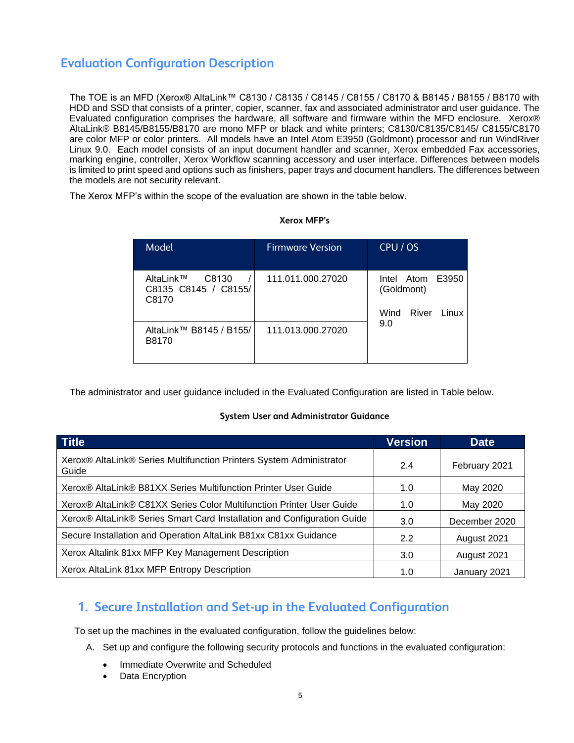## Evaluation Configuration Description

The TOE is an MFD (Xerox® AltaLink™ C8130 / C8135 / C8145 / C8155 / C8170 & B8145 / B8155 / B8170 with HDD and SSD that consists of a printer, copier, scanner, fax and associated administrator and user guidance. The Evaluated configuration comprises the hardware, all software and firmware within the MFD enclosure. Xerox® AltaLink® B8145/B8155/B8170 are mono MFP or black and white printers; C8130/C8135/C8145/ C8155/C8170 are color MFP or color printers. All models have an Intel Atom E3950 (Goldmont) processor and run WindRiver Linux 9.0. Each model consists of an input document handler and scanner, Xerox embedded Fax accessories, marking engine, controller, Xerox Workflow scanning accessory and user interface. Differences between models is limited to print speed and options such as finishers, paper trays and document handlers. The differences between the models are not security relevant.

The Xerox MFP's within the scope of the evaluation are shown in the table below.

**Xerox MFP's**

| Model | Firmware Version | CPU / OS |
|---|---|---|
| AltaLink™ C8130 / C8135 C8145 / C8155/ C8170 | 111.011.000.27020 | Intel Atom E3950 (Goldmont)<br><br>Wind River Linux 9.0 |
| AltaLink™ B8145 / B155/ B8170 | 111.013.000.27020 | |

The administrator and user guidance included in the Evaluated Configuration are listed in Table below.

**System User and Administrator Guidance**

| Title | Version | Date |
|---|---|---|
| Xerox® AltaLink® Series Multifunction Printers System Administrator Guide | 2.4 | February 2021 |
| Xerox® AltaLink® B81XX Series Multifunction Printer User Guide | 1.0 | May 2020 |
| Xerox® AltaLink® C81XX Series Color Multifunction Printer User Guide | 1.0 | May 2020 |
| Xerox® AltaLink® Series Smart Card Installation and Configuration Guide | 3.0 | December 2020 |
| Secure Installation and Operation AltaLink B81xx C81xx Guidance | 2.2 | August 2021 |
| Xerox Altalink 81xx MFP Key Management Description | 3.0 | August 2021 |
| Xerox AltaLink 81xx MFP Entropy Description | 1.0 | January 2021 |

## 1. Secure Installation and Set-up in the Evaluated Configuration

To set up the machines in the evaluated configuration, follow the guidelines below:

A. Set up and configure the following security protocols and functions in the evaluated configuration:

- Immediate Overwrite and Scheduled
- Data Encryption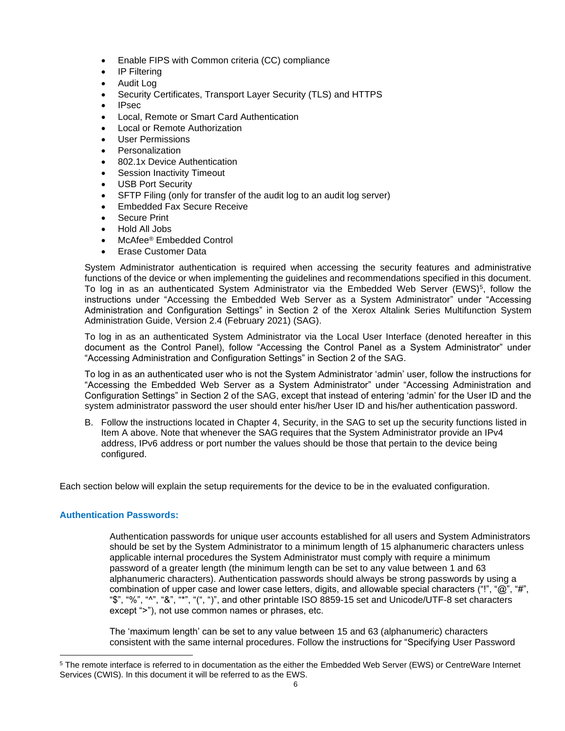- Enable FIPS with Common criteria (CC) compliance
- IP Filtering
- Audit Log
- Security Certificates, Transport Layer Security (TLS) and HTTPS
- IPsec
- Local, Remote or Smart Card Authentication
- Local or Remote Authorization
- User Permissions
- Personalization
- 802.1x Device Authentication
- Session Inactivity Timeout
- USB Port Security
- SFTP Filing (only for transfer of the audit log to an audit log server)
- Embedded Fax Secure Receive
- Secure Print
- Hold All Jobs
- McAfee® Embedded Control
- Erase Customer Data

System Administrator authentication is required when accessing the security features and administrative functions of the device or when implementing the guidelines and recommendations specified in this document. To log in as an authenticated System Administrator via the Embedded Web Server (EWS)[5], follow the instructions under "Accessing the Embedded Web Server as a System Administrator" under "Accessing Administration and Configuration Settings" in Section 2 of the Xerox Altalink Series Multifunction System Administration Guide, Version 2.4 (February 2021) (SAG).

To log in as an authenticated System Administrator via the Local User Interface (denoted hereafter in this document as the Control Panel), follow "Accessing the Control Panel as a System Administrator" under "Accessing Administration and Configuration Settings" in Section 2 of the SAG.

To log in as an authenticated user who is not the System Administrator 'admin' user, follow the instructions for "Accessing the Embedded Web Server as a System Administrator" under "Accessing Administration and Configuration Settings" in Section 2 of the SAG, except that instead of entering 'admin' for the User ID and the system administrator password the user should enter his/her User ID and his/her authentication password.

B. Follow the instructions located in Chapter 4, Security, in the SAG to set up the security functions listed in Item A above. Note that whenever the SAG requires that the System Administrator provide an IPv4 address, IPv6 address or port number the values should be those that pertain to the device being configured.

Each section below will explain the setup requirements for the device to be in the evaluated configuration.

### Authentication Passwords:

Authentication passwords for unique user accounts established for all users and System Administrators should be set by the System Administrator to a minimum length of 15 alphanumeric characters unless applicable internal procedures the System Administrator must comply with require a minimum password of a greater length (the minimum length can be set to any value between 1 and 63 alphanumeric characters). Authentication passwords should always be strong passwords by using a combination of upper case and lower case letters, digits, and allowable special characters ("!", "@", "#", "$", "%", "^", "&", "*", "(", ")", and other printable ISO 8859-15 set and Unicode/UTF-8 set characters except ">"), not use common names or phrases, etc.

The 'maximum length' can be set to any value between 15 and 63 (alphanumeric) characters consistent with the same internal procedures. Follow the instructions for "Specifying User Password

[5] The remote interface is referred to in documentation as the either the Embedded Web Server (EWS) or CentreWare Internet Services (CWIS). In this document it will be referred to as the EWS.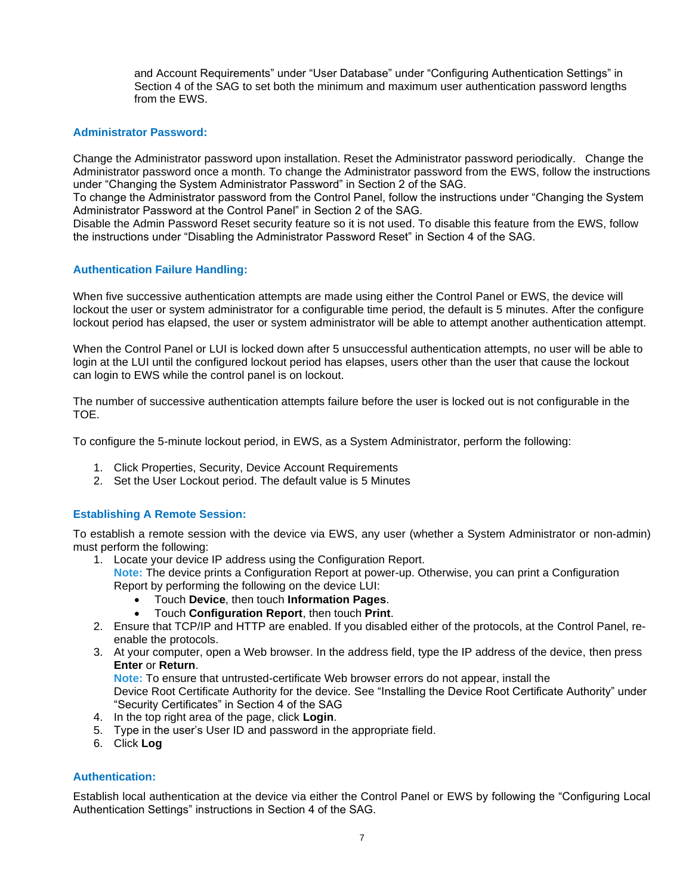and Account Requirements" under "User Database" under "Configuring Authentication Settings" in Section 4 of the SAG to set both the minimum and maximum user authentication password lengths from the EWS.

### Administrator Password:

Change the Administrator password upon installation. Reset the Administrator password periodically. Change the Administrator password once a month. To change the Administrator password from the EWS, follow the instructions under "Changing the System Administrator Password" in Section 2 of the SAG.
To change the Administrator password from the Control Panel, follow the instructions under "Changing the System Administrator Password at the Control Panel" in Section 2 of the SAG.
Disable the Admin Password Reset security feature so it is not used. To disable this feature from the EWS, follow the instructions under "Disabling the Administrator Password Reset" in Section 4 of the SAG.

### Authentication Failure Handling:

When five successive authentication attempts are made using either the Control Panel or EWS, the device will lockout the user or system administrator for a configurable time period, the default is 5 minutes. After the configure lockout period has elapsed, the user or system administrator will be able to attempt another authentication attempt.

When the Control Panel or LUI is locked down after 5 unsuccessful authentication attempts, no user will be able to login at the LUI until the configured lockout period has elapses, users other than the user that cause the lockout can login to EWS while the control panel is on lockout.

The number of successive authentication attempts failure before the user is locked out is not configurable in the TOE.

To configure the 5-minute lockout period, in EWS, as a System Administrator, perform the following:

1. Click Properties, Security, Device Account Requirements
2. Set the User Lockout period. The default value is 5 Minutes

### Establishing A Remote Session:

To establish a remote session with the device via EWS, any user (whether a System Administrator or non-admin) must perform the following:

1. Locate your device IP address using the Configuration Report.
   Note: The device prints a Configuration Report at power-up. Otherwise, you can print a Configuration Report by performing the following on the device LUI:
   - Touch **Device**, then touch **Information Pages**.
   - Touch **Configuration Report**, then touch **Print**.
2. Ensure that TCP/IP and HTTP are enabled. If you disabled either of the protocols, at the Control Panel, re-enable the protocols.
3. At your computer, open a Web browser. In the address field, type the IP address of the device, then press **Enter** or **Return**.
   Note: To ensure that untrusted-certificate Web browser errors do not appear, install the Device Root Certificate Authority for the device. See "Installing the Device Root Certificate Authority" under "Security Certificates" in Section 4 of the SAG
4. In the top right area of the page, click **Login**.
5. Type in the user's User ID and password in the appropriate field.
6. Click **Log**

### Authentication:

Establish local authentication at the device via either the Control Panel or EWS by following the "Configuring Local Authentication Settings" instructions in Section 4 of the SAG.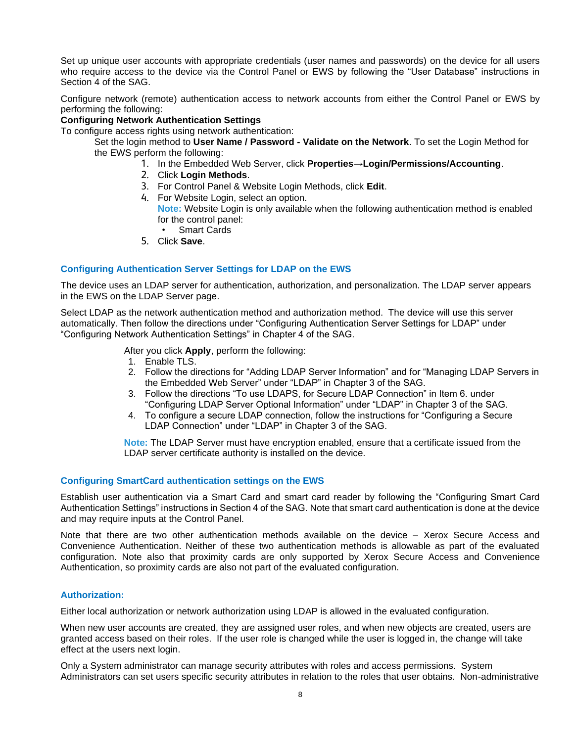Set up unique user accounts with appropriate credentials (user names and passwords) on the device for all users who require access to the device via the Control Panel or EWS by following the “User Database” instructions in Section 4 of the SAG.

Configure network (remote) authentication access to network accounts from either the Control Panel or EWS by performing the following:

**Configuring Network Authentication Settings**

To configure access rights using network authentication:

Set the login method to **User Name / Password - Validate on the Network**. To set the Login Method for the EWS perform the following:

1. In the Embedded Web Server, click **Properties→Login/Permissions/Accounting**.
2. Click **Login Methods**.
3. For Control Panel & Website Login Methods, click **Edit**.
4. For Website Login, select an option.
   **Note:** Website Login is only available when the following authentication method is enabled for the control panel:
   - Smart Cards
5. Click **Save**.

### Configuring Authentication Server Settings for LDAP on the EWS

The device uses an LDAP server for authentication, authorization, and personalization. The LDAP server appears in the EWS on the LDAP Server page.

Select LDAP as the network authentication method and authorization method. The device will use this server automatically. Then follow the directions under “Configuring Authentication Server Settings for LDAP” under “Configuring Network Authentication Settings” in Chapter 4 of the SAG.

After you click **Apply**, perform the following:

1. Enable TLS.
2. Follow the directions for “Adding LDAP Server Information” and for “Managing LDAP Servers in the Embedded Web Server” under “LDAP” in Chapter 3 of the SAG.
3. Follow the directions “To use LDAPS, for Secure LDAP Connection” in Item 6. under “Configuring LDAP Server Optional Information” under “LDAP” in Chapter 3 of the SAG.
4. To configure a secure LDAP connection, follow the instructions for “Configuring a Secure LDAP Connection” under “LDAP” in Chapter 3 of the SAG.

**Note:** The LDAP Server must have encryption enabled, ensure that a certificate issued from the LDAP server certificate authority is installed on the device.

### Configuring SmartCard authentication settings on the EWS

Establish user authentication via a Smart Card and smart card reader by following the “Configuring Smart Card Authentication Settings” instructions in Section 4 of the SAG. Note that smart card authentication is done at the device and may require inputs at the Control Panel.

Note that there are two other authentication methods available on the device – Xerox Secure Access and Convenience Authentication. Neither of these two authentication methods is allowable as part of the evaluated configuration. Note also that proximity cards are only supported by Xerox Secure Access and Convenience Authentication, so proximity cards are also not part of the evaluated configuration.

### Authorization:

Either local authorization or network authorization using LDAP is allowed in the evaluated configuration.

When new user accounts are created, they are assigned user roles, and when new objects are created, users are granted access based on their roles. If the user role is changed while the user is logged in, the change will take effect at the users next login.

Only a System administrator can manage security attributes with roles and access permissions. System Administrators can set users specific security attributes in relation to the roles that user obtains. Non-administrative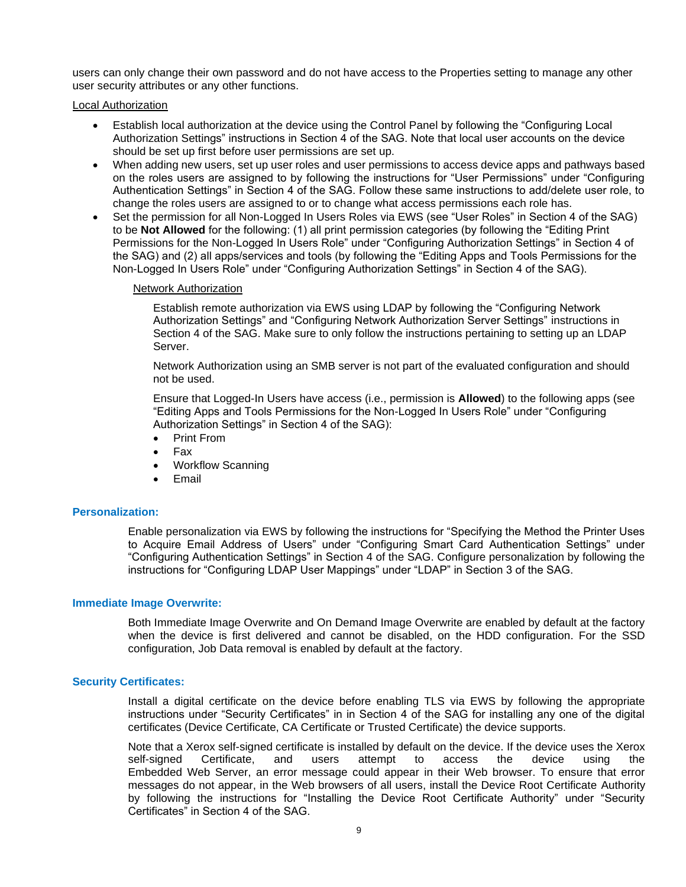users can only change their own password and do not have access to the Properties setting to manage any other user security attributes or any other functions.

Local Authorization

- Establish local authorization at the device using the Control Panel by following the "Configuring Local Authorization Settings" instructions in Section 4 of the SAG. Note that local user accounts on the device should be set up first before user permissions are set up.
- When adding new users, set up user roles and user permissions to access device apps and pathways based on the roles users are assigned to by following the instructions for "User Permissions" under "Configuring Authentication Settings" in Section 4 of the SAG. Follow these same instructions to add/delete user role, to change the roles users are assigned to or to change what access permissions each role has.
- Set the permission for all Non-Logged In Users Roles via EWS (see "User Roles" in Section 4 of the SAG) to be **Not Allowed** for the following: (1) all print permission categories (by following the "Editing Print Permissions for the Non-Logged In Users Role" under "Configuring Authorization Settings" in Section 4 of the SAG) and (2) all apps/services and tools (by following the "Editing Apps and Tools Permissions for the Non-Logged In Users Role" under "Configuring Authorization Settings" in Section 4 of the SAG).

Network Authorization

Establish remote authorization via EWS using LDAP by following the "Configuring Network Authorization Settings" and "Configuring Network Authorization Server Settings" instructions in Section 4 of the SAG. Make sure to only follow the instructions pertaining to setting up an LDAP Server.

Network Authorization using an SMB server is not part of the evaluated configuration and should not be used.

Ensure that Logged-In Users have access (i.e., permission is **Allowed**) to the following apps (see "Editing Apps and Tools Permissions for the Non-Logged In Users Role" under "Configuring Authorization Settings" in Section 4 of the SAG):

- Print From
- Fax
- Workflow Scanning
- Email

### Personalization:

Enable personalization via EWS by following the instructions for "Specifying the Method the Printer Uses to Acquire Email Address of Users" under "Configuring Smart Card Authentication Settings" under "Configuring Authentication Settings" in Section 4 of the SAG. Configure personalization by following the instructions for "Configuring LDAP User Mappings" under "LDAP" in Section 3 of the SAG.

### Immediate Image Overwrite:

Both Immediate Image Overwrite and On Demand Image Overwrite are enabled by default at the factory when the device is first delivered and cannot be disabled, on the HDD configuration. For the SSD configuration, Job Data removal is enabled by default at the factory.

### Security Certificates:

Install a digital certificate on the device before enabling TLS via EWS by following the appropriate instructions under "Security Certificates" in in Section 4 of the SAG for installing any one of the digital certificates (Device Certificate, CA Certificate or Trusted Certificate) the device supports.

Note that a Xerox self-signed certificate is installed by default on the device. If the device uses the Xerox self-signed Certificate, and users attempt to access the device using the Embedded Web Server, an error message could appear in their Web browser. To ensure that error messages do not appear, in the Web browsers of all users, install the Device Root Certificate Authority by following the instructions for "Installing the Device Root Certificate Authority" under "Security Certificates" in Section 4 of the SAG.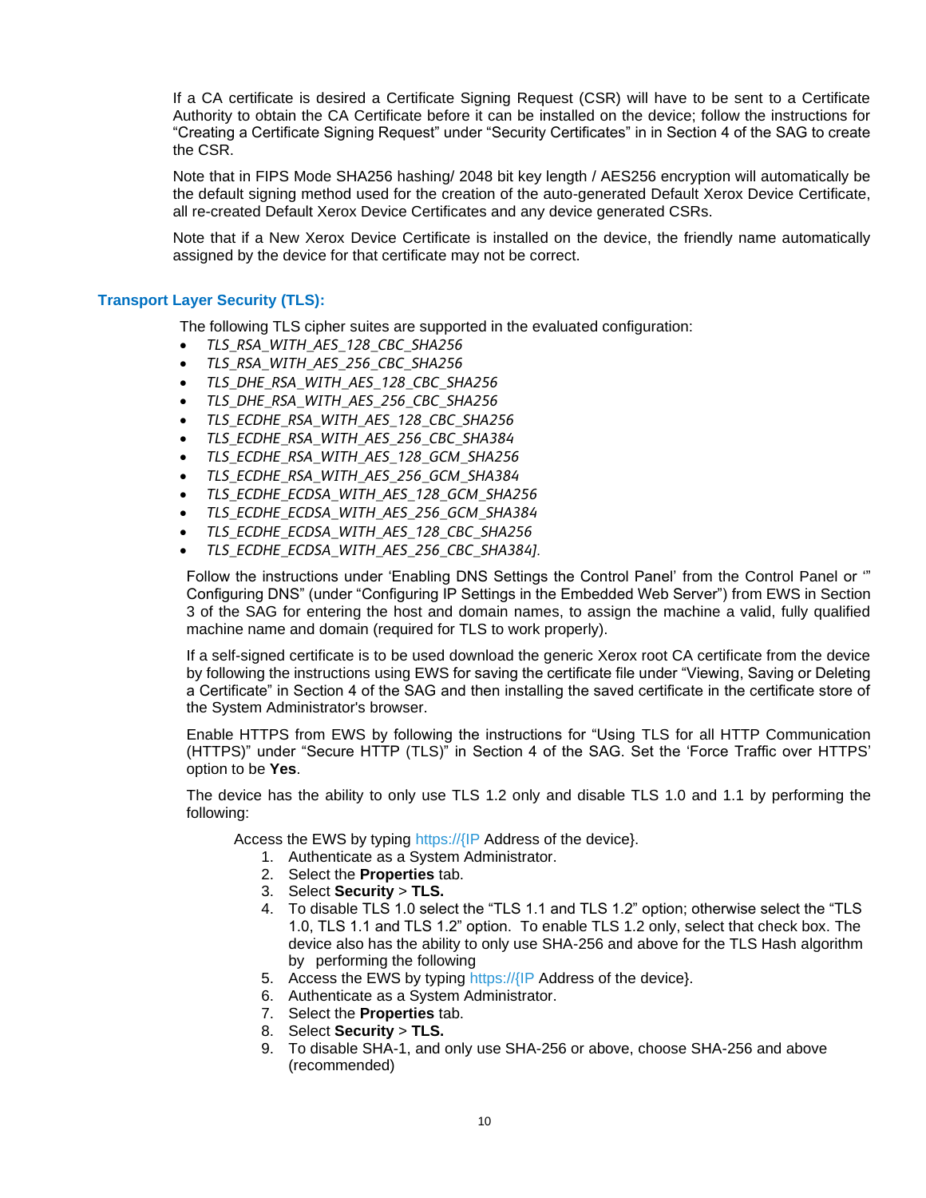If a CA certificate is desired a Certificate Signing Request (CSR) will have to be sent to a Certificate Authority to obtain the CA Certificate before it can be installed on the device; follow the instructions for "Creating a Certificate Signing Request" under "Security Certificates" in in Section 4 of the SAG to create the CSR.

Note that in FIPS Mode SHA256 hashing/ 2048 bit key length / AES256 encryption will automatically be the default signing method used for the creation of the auto-generated Default Xerox Device Certificate, all re-created Default Xerox Device Certificates and any device generated CSRs.

Note that if a New Xerox Device Certificate is installed on the device, the friendly name automatically assigned by the device for that certificate may not be correct.

### Transport Layer Security (TLS):

The following TLS cipher suites are supported in the evaluated configuration:

- *TLS_RSA_WITH_AES_128_CBC_SHA256*
- *TLS_RSA_WITH_AES_256_CBC_SHA256*
- *TLS_DHE_RSA_WITH_AES_128_CBC_SHA256*
- *TLS_DHE_RSA_WITH_AES_256_CBC_SHA256*
- *TLS_ECDHE_RSA_WITH_AES_128_CBC_SHA256*
- *TLS_ECDHE_RSA_WITH_AES_256_CBC_SHA384*
- *TLS_ECDHE_RSA_WITH_AES_128_GCM_SHA256*
- *TLS_ECDHE_RSA_WITH_AES_256_GCM_SHA384*
- *TLS_ECDHE_ECDSA_WITH_AES_128_GCM_SHA256*
- *TLS_ECDHE_ECDSA_WITH_AES_256_GCM_SHA384*
- *TLS_ECDHE_ECDSA_WITH_AES_128_CBC_SHA256*
- *TLS_ECDHE_ECDSA_WITH_AES_256_CBC_SHA384].*

Follow the instructions under 'Enabling DNS Settings the Control Panel' from the Control Panel or '" Configuring DNS" (under "Configuring IP Settings in the Embedded Web Server") from EWS in Section 3 of the SAG for entering the host and domain names, to assign the machine a valid, fully qualified machine name and domain (required for TLS to work properly).

If a self-signed certificate is to be used download the generic Xerox root CA certificate from the device by following the instructions using EWS for saving the certificate file under "Viewing, Saving or Deleting a Certificate" in Section 4 of the SAG and then installing the saved certificate in the certificate store of the System Administrator's browser.

Enable HTTPS from EWS by following the instructions for "Using TLS for all HTTP Communication (HTTPS)" under "Secure HTTP (TLS)" in Section 4 of the SAG. Set the 'Force Traffic over HTTPS' option to be **Yes**.

The device has the ability to only use TLS 1.2 only and disable TLS 1.0 and 1.1 by performing the following:

Access the EWS by typing https://{IP Address of the device}.

1. Authenticate as a System Administrator.
2. Select the **Properties** tab.
3. Select **Security** > **TLS.**
4. To disable TLS 1.0 select the "TLS 1.1 and TLS 1.2" option; otherwise select the "TLS 1.0, TLS 1.1 and TLS 1.2" option. To enable TLS 1.2 only, select that check box. The device also has the ability to only use SHA-256 and above for the TLS Hash algorithm by performing the following
5. Access the EWS by typing https://{IP Address of the device}.
6. Authenticate as a System Administrator.
7. Select the **Properties** tab.
8. Select **Security** > **TLS.**
9. To disable SHA-1, and only use SHA-256 or above, choose SHA-256 and above (recommended)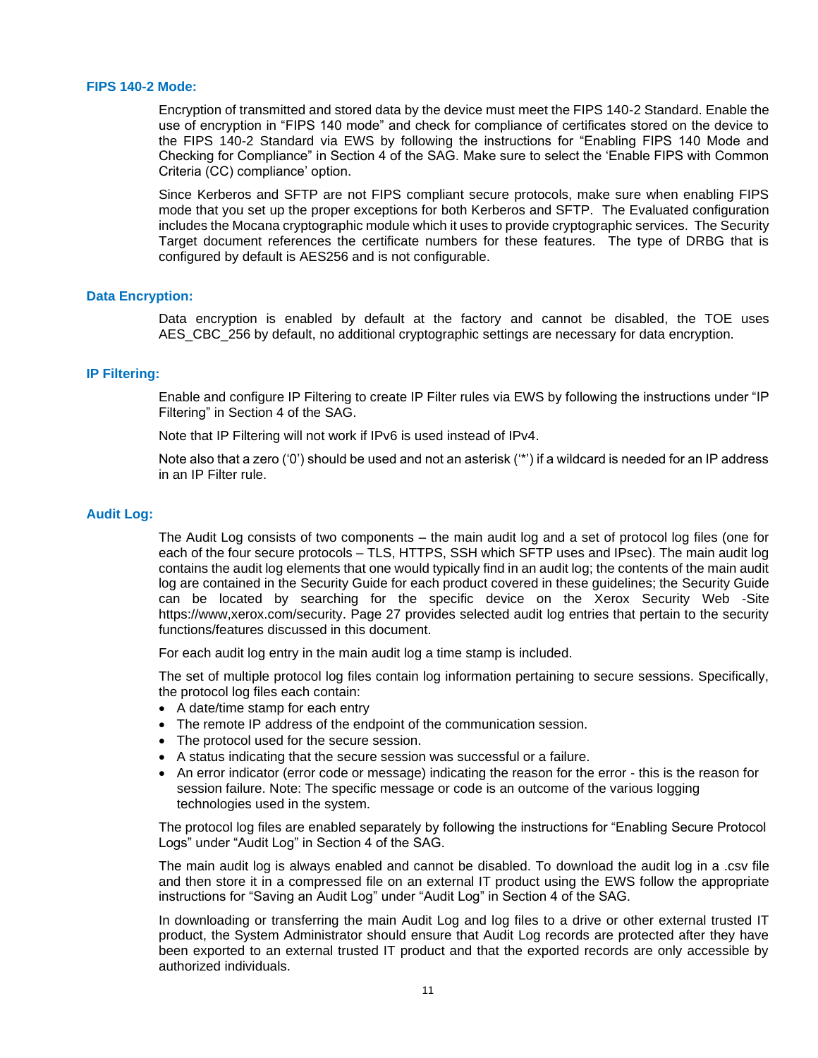### FIPS 140-2 Mode:

Encryption of transmitted and stored data by the device must meet the FIPS 140-2 Standard. Enable the use of encryption in "FIPS 140 mode" and check for compliance of certificates stored on the device to the FIPS 140-2 Standard via EWS by following the instructions for "Enabling FIPS 140 Mode and Checking for Compliance" in Section 4 of the SAG. Make sure to select the 'Enable FIPS with Common Criteria (CC) compliance' option.

Since Kerberos and SFTP are not FIPS compliant secure protocols, make sure when enabling FIPS mode that you set up the proper exceptions for both Kerberos and SFTP. The Evaluated configuration includes the Mocana cryptographic module which it uses to provide cryptographic services. The Security Target document references the certificate numbers for these features. The type of DRBG that is configured by default is AES256 and is not configurable.

### Data Encryption:

Data encryption is enabled by default at the factory and cannot be disabled, the TOE uses AES_CBC_256 by default, no additional cryptographic settings are necessary for data encryption.

### IP Filtering:

Enable and configure IP Filtering to create IP Filter rules via EWS by following the instructions under "IP Filtering" in Section 4 of the SAG.

Note that IP Filtering will not work if IPv6 is used instead of IPv4.

Note also that a zero ('0') should be used and not an asterisk ('*') if a wildcard is needed for an IP address in an IP Filter rule.

### Audit Log:

The Audit Log consists of two components – the main audit log and a set of protocol log files (one for each of the four secure protocols – TLS, HTTPS, SSH which SFTP uses and IPsec). The main audit log contains the audit log elements that one would typically find in an audit log; the contents of the main audit log are contained in the Security Guide for each product covered in these guidelines; the Security Guide can be located by searching for the specific device on the Xerox Security Web -Site https://www,xerox.com/security. Page 27 provides selected audit log entries that pertain to the security functions/features discussed in this document.

For each audit log entry in the main audit log a time stamp is included.

The set of multiple protocol log files contain log information pertaining to secure sessions. Specifically, the protocol log files each contain:

- A date/time stamp for each entry
- The remote IP address of the endpoint of the communication session.
- The protocol used for the secure session.
- A status indicating that the secure session was successful or a failure.
- An error indicator (error code or message) indicating the reason for the error - this is the reason for session failure. Note: The specific message or code is an outcome of the various logging technologies used in the system.

The protocol log files are enabled separately by following the instructions for "Enabling Secure Protocol Logs" under "Audit Log" in Section 4 of the SAG.

The main audit log is always enabled and cannot be disabled. To download the audit log in a .csv file and then store it in a compressed file on an external IT product using the EWS follow the appropriate instructions for "Saving an Audit Log" under "Audit Log" in Section 4 of the SAG.

In downloading or transferring the main Audit Log and log files to a drive or other external trusted IT product, the System Administrator should ensure that Audit Log records are protected after they have been exported to an external trusted IT product and that the exported records are only accessible by authorized individuals.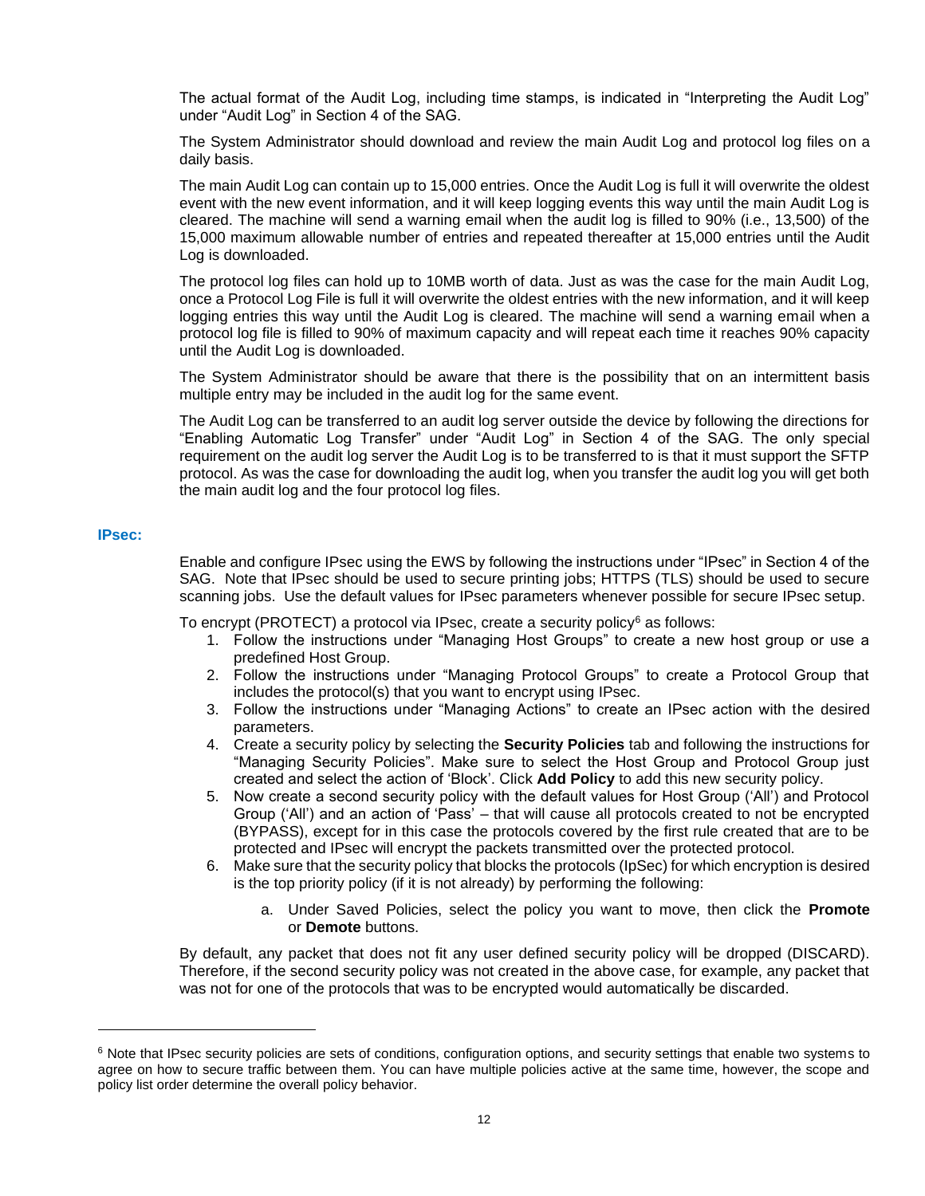The actual format of the Audit Log, including time stamps, is indicated in "Interpreting the Audit Log" under "Audit Log" in Section 4 of the SAG.

The System Administrator should download and review the main Audit Log and protocol log files on a daily basis.

The main Audit Log can contain up to 15,000 entries. Once the Audit Log is full it will overwrite the oldest event with the new event information, and it will keep logging events this way until the main Audit Log is cleared. The machine will send a warning email when the audit log is filled to 90% (i.e., 13,500) of the 15,000 maximum allowable number of entries and repeated thereafter at 15,000 entries until the Audit Log is downloaded.

The protocol log files can hold up to 10MB worth of data. Just as was the case for the main Audit Log, once a Protocol Log File is full it will overwrite the oldest entries with the new information, and it will keep logging entries this way until the Audit Log is cleared. The machine will send a warning email when a protocol log file is filled to 90% of maximum capacity and will repeat each time it reaches 90% capacity until the Audit Log is downloaded.

The System Administrator should be aware that there is the possibility that on an intermittent basis multiple entry may be included in the audit log for the same event.

The Audit Log can be transferred to an audit log server outside the device by following the directions for "Enabling Automatic Log Transfer" under "Audit Log" in Section 4 of the SAG. The only special requirement on the audit log server the Audit Log is to be transferred to is that it must support the SFTP protocol. As was the case for downloading the audit log, when you transfer the audit log you will get both the main audit log and the four protocol log files.

### IPsec:

Enable and configure IPsec using the EWS by following the instructions under "IPsec" in Section 4 of the SAG. Note that IPsec should be used to secure printing jobs; HTTPS (TLS) should be used to secure scanning jobs. Use the default values for IPsec parameters whenever possible for secure IPsec setup.

To encrypt (PROTECT) a protocol via IPsec, create a security policy[6] as follows:

1. Follow the instructions under "Managing Host Groups" to create a new host group or use a predefined Host Group.
2. Follow the instructions under "Managing Protocol Groups" to create a Protocol Group that includes the protocol(s) that you want to encrypt using IPsec.
3. Follow the instructions under "Managing Actions" to create an IPsec action with the desired parameters.
4. Create a security policy by selecting the **Security Policies** tab and following the instructions for "Managing Security Policies". Make sure to select the Host Group and Protocol Group just created and select the action of 'Block'. Click **Add Policy** to add this new security policy.
5. Now create a second security policy with the default values for Host Group ('All') and Protocol Group ('All') and an action of 'Pass' – that will cause all protocols created to not be encrypted (BYPASS), except for in this case the protocols covered by the first rule created that are to be protected and IPsec will encrypt the packets transmitted over the protected protocol.
6. Make sure that the security policy that blocks the protocols (IpSec) for which encryption is desired is the top priority policy (if it is not already) by performing the following:
   a. Under Saved Policies, select the policy you want to move, then click the **Promote** or **Demote** buttons.

By default, any packet that does not fit any user defined security policy will be dropped (DISCARD). Therefore, if the second security policy was not created in the above case, for example, any packet that was not for one of the protocols that was to be encrypted would automatically be discarded.

---

[6] Note that IPsec security policies are sets of conditions, configuration options, and security settings that enable two systems to agree on how to secure traffic between them. You can have multiple policies active at the same time, however, the scope and policy list order determine the overall policy behavior.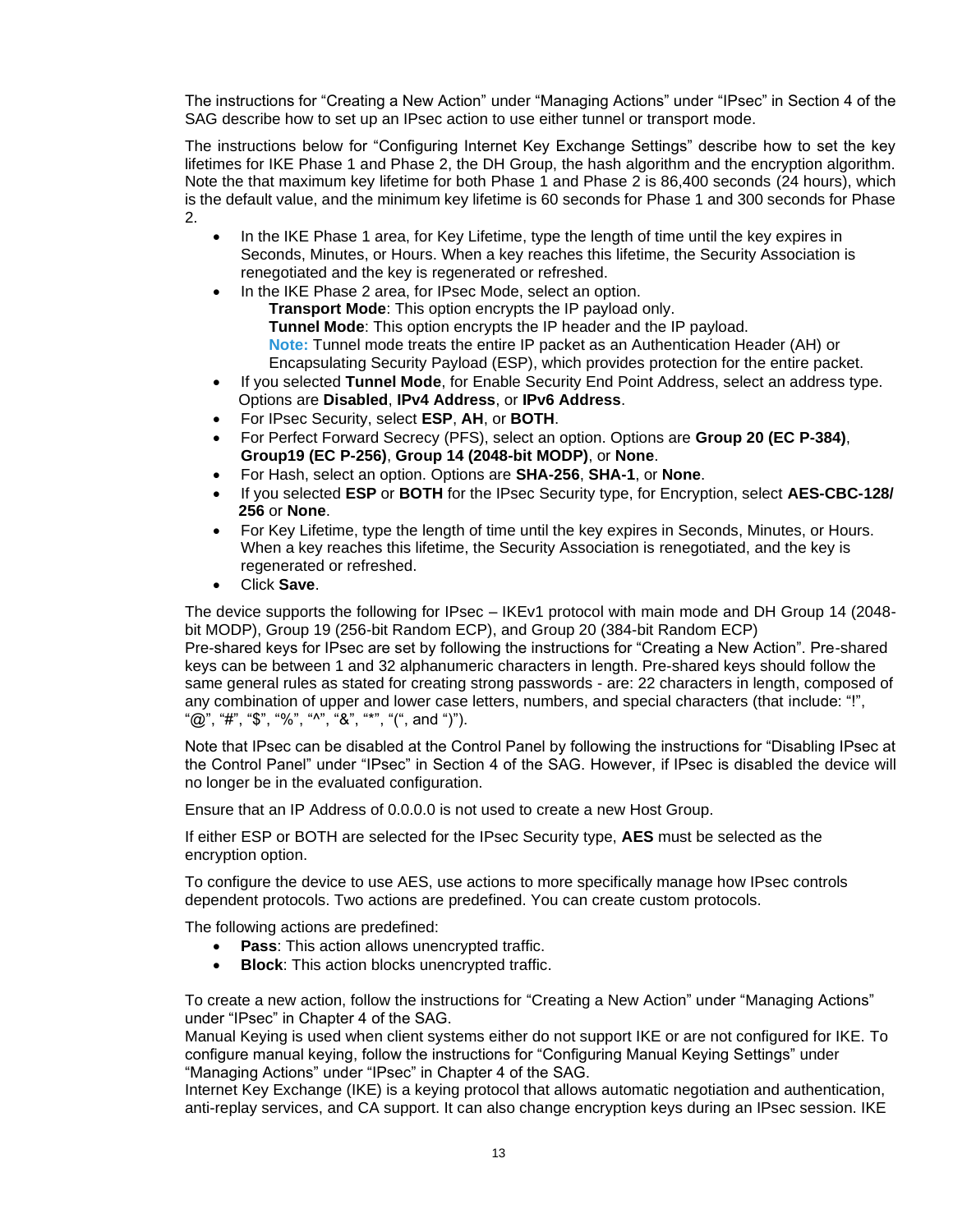The instructions for "Creating a New Action" under "Managing Actions" under "IPsec" in Section 4 of the SAG describe how to set up an IPsec action to use either tunnel or transport mode.

The instructions below for "Configuring Internet Key Exchange Settings" describe how to set the key lifetimes for IKE Phase 1 and Phase 2, the DH Group, the hash algorithm and the encryption algorithm. Note the that maximum key lifetime for both Phase 1 and Phase 2 is 86,400 seconds (24 hours), which is the default value, and the minimum key lifetime is 60 seconds for Phase 1 and 300 seconds for Phase 2.

- In the IKE Phase 1 area, for Key Lifetime, type the length of time until the key expires in Seconds, Minutes, or Hours. When a key reaches this lifetime, the Security Association is renegotiated and the key is regenerated or refreshed.
- In the IKE Phase 2 area, for IPsec Mode, select an option.
  **Transport Mode**: This option encrypts the IP payload only.
  **Tunnel Mode**: This option encrypts the IP header and the IP payload.
  **Note:** Tunnel mode treats the entire IP packet as an Authentication Header (AH) or Encapsulating Security Payload (ESP), which provides protection for the entire packet.
- If you selected **Tunnel Mode**, for Enable Security End Point Address, select an address type. Options are **Disabled**, **IPv4 Address**, or **IPv6 Address**.
- For IPsec Security, select **ESP**, **AH**, or **BOTH**.
- For Perfect Forward Secrecy (PFS), select an option. Options are **Group 20 (EC P-384)**, **Group19 (EC P-256)**, **Group 14 (2048-bit MODP)**, or **None**.
- For Hash, select an option. Options are **SHA-256**, **SHA-1**, or **None**.
- If you selected **ESP** or **BOTH** for the IPsec Security type, for Encryption, select **AES-CBC-128/256** or **None**.
- For Key Lifetime, type the length of time until the key expires in Seconds, Minutes, or Hours. When a key reaches this lifetime, the Security Association is renegotiated, and the key is regenerated or refreshed.
- Click **Save**.

The device supports the following for IPsec – IKEv1 protocol with main mode and DH Group 14 (2048-bit MODP), Group 19 (256-bit Random ECP), and Group 20 (384-bit Random ECP)
Pre-shared keys for IPsec are set by following the instructions for "Creating a New Action". Pre-shared keys can be between 1 and 32 alphanumeric characters in length. Pre-shared keys should follow the same general rules as stated for creating strong passwords - are: 22 characters in length, composed of any combination of upper and lower case letters, numbers, and special characters (that include: "!", "@", "#", "$", "%", "^", "&", "*", "(", and ")").

Note that IPsec can be disabled at the Control Panel by following the instructions for "Disabling IPsec at the Control Panel" under "IPsec" in Section 4 of the SAG. However, if IPsec is disabled the device will no longer be in the evaluated configuration.

Ensure that an IP Address of 0.0.0.0 is not used to create a new Host Group.

If either ESP or BOTH are selected for the IPsec Security type, **AES** must be selected as the encryption option.

To configure the device to use AES, use actions to more specifically manage how IPsec controls dependent protocols. Two actions are predefined. You can create custom protocols.

The following actions are predefined:

- **Pass**: This action allows unencrypted traffic.
- **Block**: This action blocks unencrypted traffic.

To create a new action, follow the instructions for "Creating a New Action" under "Managing Actions" under "IPsec" in Chapter 4 of the SAG.
Manual Keying is used when client systems either do not support IKE or are not configured for IKE. To configure manual keying, follow the instructions for "Configuring Manual Keying Settings" under "Managing Actions" under "IPsec" in Chapter 4 of the SAG.
Internet Key Exchange (IKE) is a keying protocol that allows automatic negotiation and authentication, anti-replay services, and CA support. It can also change encryption keys during an IPsec session. IKE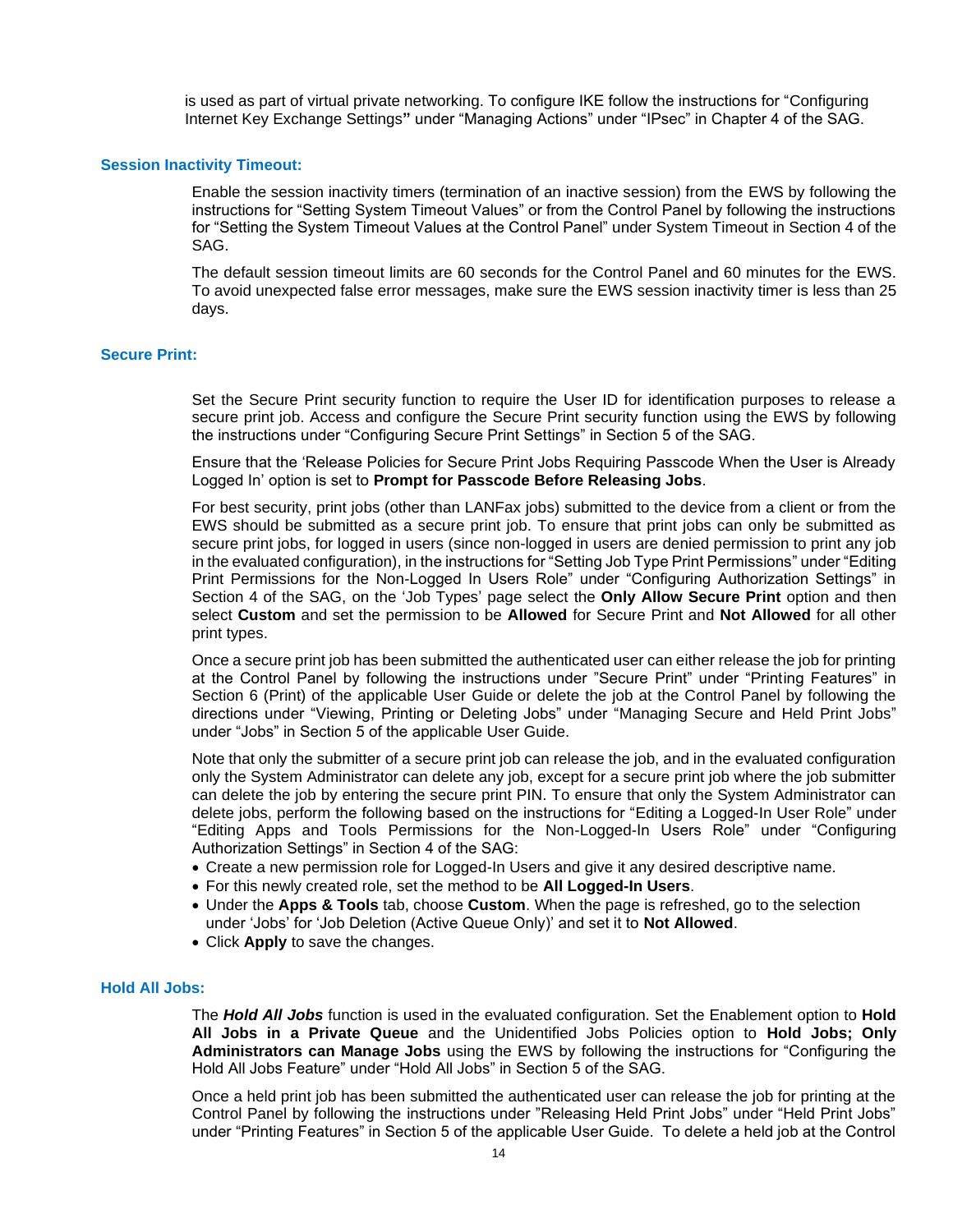is used as part of virtual private networking. To configure IKE follow the instructions for “Configuring Internet Key Exchange Settings**”** under “Managing Actions” under “IPsec” in Chapter 4 of the SAG.

### Session Inactivity Timeout:

Enable the session inactivity timers (termination of an inactive session) from the EWS by following the instructions for “Setting System Timeout Values” or from the Control Panel by following the instructions for “Setting the System Timeout Values at the Control Panel” under System Timeout in Section 4 of the SAG.

The default session timeout limits are 60 seconds for the Control Panel and 60 minutes for the EWS. To avoid unexpected false error messages, make sure the EWS session inactivity timer is less than 25 days.

### Secure Print:

Set the Secure Print security function to require the User ID for identification purposes to release a secure print job. Access and configure the Secure Print security function using the EWS by following the instructions under “Configuring Secure Print Settings” in Section 5 of the SAG.

Ensure that the ‘Release Policies for Secure Print Jobs Requiring Passcode When the User is Already Logged In’ option is set to **Prompt for Passcode Before Releasing Jobs**.

For best security, print jobs (other than LANFax jobs) submitted to the device from a client or from the EWS should be submitted as a secure print job. To ensure that print jobs can only be submitted as secure print jobs, for logged in users (since non-logged in users are denied permission to print any job in the evaluated configuration), in the instructions for “Setting Job Type Print Permissions” under “Editing Print Permissions for the Non-Logged In Users Role” under “Configuring Authorization Settings” in Section 4 of the SAG, on the ‘Job Types’ page select the **Only Allow Secure Print** option and then select **Custom** and set the permission to be **Allowed** for Secure Print and **Not Allowed** for all other print types.

Once a secure print job has been submitted the authenticated user can either release the job for printing at the Control Panel by following the instructions under ”Secure Print” under “Printing Features” in Section 6 (Print) of the applicable User Guide or delete the job at the Control Panel by following the directions under “Viewing, Printing or Deleting Jobs” under “Managing Secure and Held Print Jobs” under “Jobs” in Section 5 of the applicable User Guide.

Note that only the submitter of a secure print job can release the job, and in the evaluated configuration only the System Administrator can delete any job, except for a secure print job where the job submitter can delete the job by entering the secure print PIN. To ensure that only the System Administrator can delete jobs, perform the following based on the instructions for “Editing a Logged-In User Role” under “Editing Apps and Tools Permissions for the Non-Logged-In Users Role” under “Configuring Authorization Settings” in Section 4 of the SAG:

- Create a new permission role for Logged-In Users and give it any desired descriptive name.
- For this newly created role, set the method to be **All Logged-In Users**.
- Under the **Apps & Tools** tab, choose **Custom**. When the page is refreshed, go to the selection under ‘Jobs’ for ‘Job Deletion (Active Queue Only)’ and set it to **Not Allowed**.
- Click **Apply** to save the changes.

### Hold All Jobs:

The ***Hold All Jobs*** function is used in the evaluated configuration. Set the Enablement option to **Hold All Jobs in a Private Queue** and the Unidentified Jobs Policies option to **Hold Jobs; Only Administrators can Manage Jobs** using the EWS by following the instructions for “Configuring the Hold All Jobs Feature” under “Hold All Jobs” in Section 5 of the SAG.

Once a held print job has been submitted the authenticated user can release the job for printing at the Control Panel by following the instructions under ”Releasing Held Print Jobs” under “Held Print Jobs” under “Printing Features” in Section 5 of the applicable User Guide. To delete a held job at the Control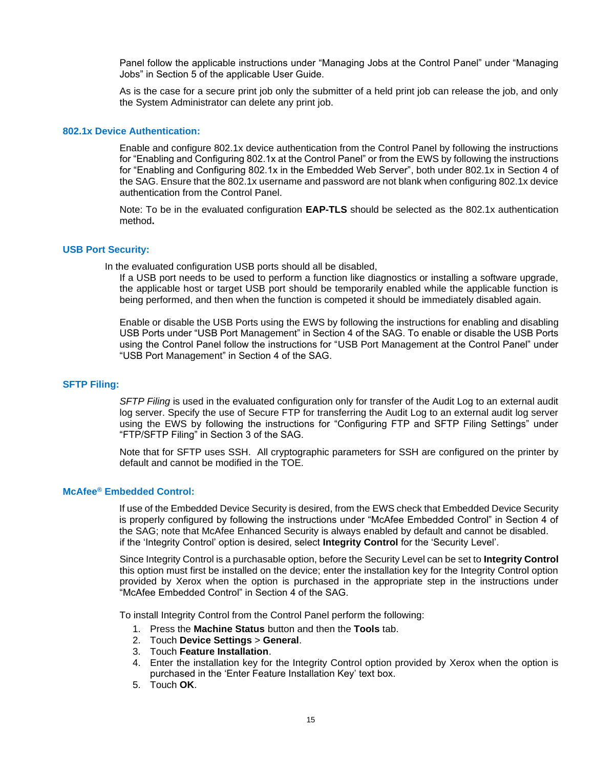Panel follow the applicable instructions under "Managing Jobs at the Control Panel" under "Managing Jobs" in Section 5 of the applicable User Guide.

As is the case for a secure print job only the submitter of a held print job can release the job, and only the System Administrator can delete any print job.

### 802.1x Device Authentication:

Enable and configure 802.1x device authentication from the Control Panel by following the instructions for "Enabling and Configuring 802.1x at the Control Panel" or from the EWS by following the instructions for "Enabling and Configuring 802.1x in the Embedded Web Server", both under 802.1x in Section 4 of the SAG. Ensure that the 802.1x username and password are not blank when configuring 802.1x device authentication from the Control Panel.

Note: To be in the evaluated configuration **EAP-TLS** should be selected as the 802.1x authentication method**.**

### USB Port Security:

In the evaluated configuration USB ports should all be disabled,
If a USB port needs to be used to perform a function like diagnostics or installing a software upgrade, the applicable host or target USB port should be temporarily enabled while the applicable function is being performed, and then when the function is competed it should be immediately disabled again.

Enable or disable the USB Ports using the EWS by following the instructions for enabling and disabling USB Ports under "USB Port Management" in Section 4 of the SAG. To enable or disable the USB Ports using the Control Panel follow the instructions for "USB Port Management at the Control Panel" under "USB Port Management" in Section 4 of the SAG.

### SFTP Filing:

*SFTP Filing* is used in the evaluated configuration only for transfer of the Audit Log to an external audit log server. Specify the use of Secure FTP for transferring the Audit Log to an external audit log server using the EWS by following the instructions for "Configuring FTP and SFTP Filing Settings" under "FTP/SFTP Filing" in Section 3 of the SAG.

Note that for SFTP uses SSH. All cryptographic parameters for SSH are configured on the printer by default and cannot be modified in the TOE.

### McAfee® Embedded Control:

If use of the Embedded Device Security is desired, from the EWS check that Embedded Device Security is properly configured by following the instructions under "McAfee Embedded Control" in Section 4 of the SAG; note that McAfee Enhanced Security is always enabled by default and cannot be disabled. if the 'Integrity Control' option is desired, select **Integrity Control** for the 'Security Level'.

Since Integrity Control is a purchasable option, before the Security Level can be set to **Integrity Control** this option must first be installed on the device; enter the installation key for the Integrity Control option provided by Xerox when the option is purchased in the appropriate step in the instructions under "McAfee Embedded Control" in Section 4 of the SAG.

To install Integrity Control from the Control Panel perform the following:

1. Press the **Machine Status** button and then the **Tools** tab.
2. Touch **Device Settings** > **General**.
3. Touch **Feature Installation**.
4. Enter the installation key for the Integrity Control option provided by Xerox when the option is purchased in the 'Enter Feature Installation Key' text box.
5. Touch **OK**.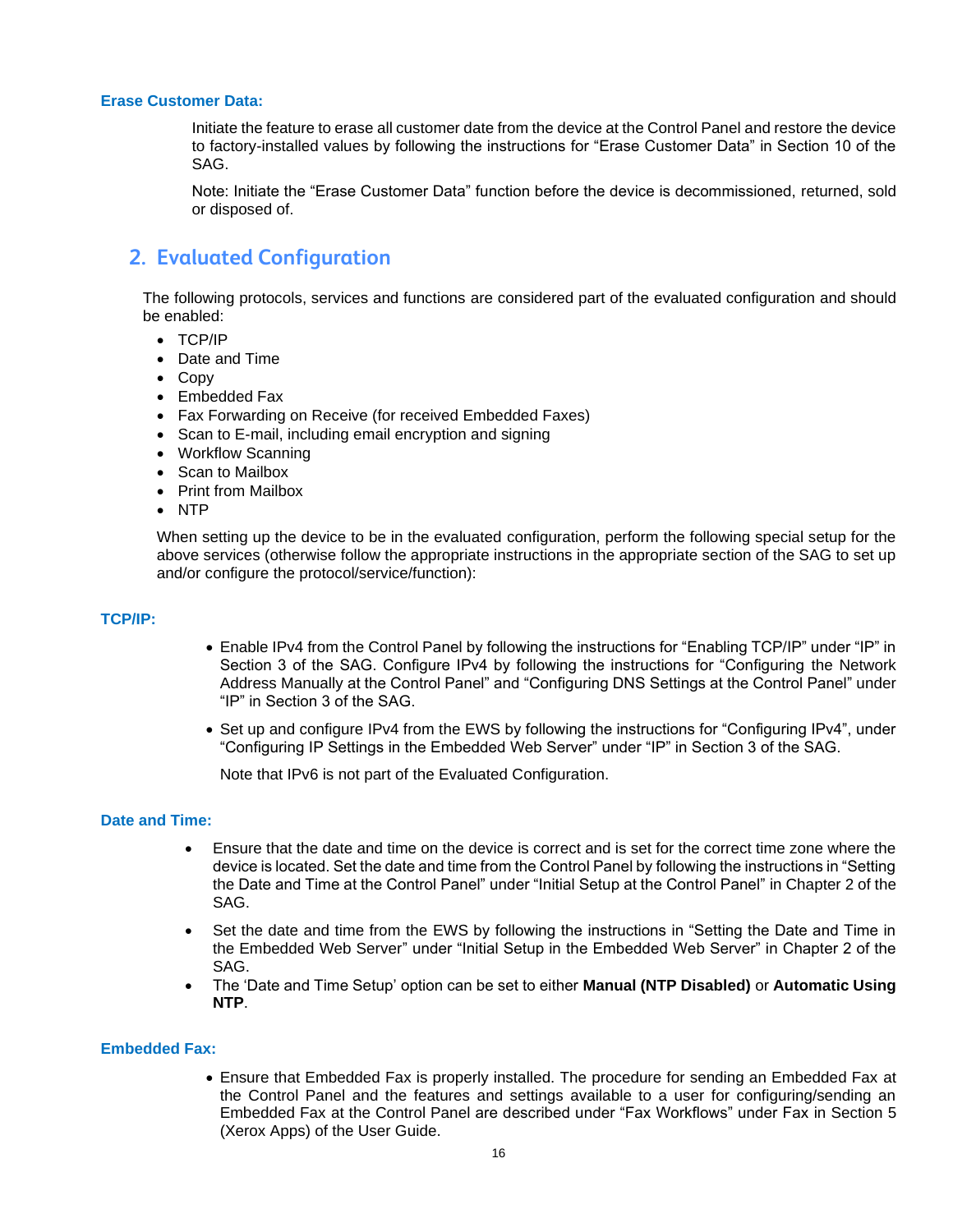**Erase Customer Data:**

Initiate the feature to erase all customer date from the device at the Control Panel and restore the device to factory-installed values by following the instructions for "Erase Customer Data" in Section 10 of the SAG.

Note: Initiate the "Erase Customer Data" function before the device is decommissioned, returned, sold or disposed of.

## 2. Evaluated Configuration

The following protocols, services and functions are considered part of the evaluated configuration and should be enabled:

- TCP/IP
- Date and Time
- Copy
- Embedded Fax
- Fax Forwarding on Receive (for received Embedded Faxes)
- Scan to E-mail, including email encryption and signing
- Workflow Scanning
- Scan to Mailbox
- Print from Mailbox
- NTP

When setting up the device to be in the evaluated configuration, perform the following special setup for the above services (otherwise follow the appropriate instructions in the appropriate section of the SAG to set up and/or configure the protocol/service/function):

**TCP/IP:**

- Enable IPv4 from the Control Panel by following the instructions for "Enabling TCP/IP" under "IP" in Section 3 of the SAG. Configure IPv4 by following the instructions for "Configuring the Network Address Manually at the Control Panel" and "Configuring DNS Settings at the Control Panel" under "IP" in Section 3 of the SAG.
- Set up and configure IPv4 from the EWS by following the instructions for "Configuring IPv4", under "Configuring IP Settings in the Embedded Web Server" under "IP" in Section 3 of the SAG.

  Note that IPv6 is not part of the Evaluated Configuration.

**Date and Time:**

- Ensure that the date and time on the device is correct and is set for the correct time zone where the device is located. Set the date and time from the Control Panel by following the instructions in "Setting the Date and Time at the Control Panel" under "Initial Setup at the Control Panel" in Chapter 2 of the SAG.
- Set the date and time from the EWS by following the instructions in "Setting the Date and Time in the Embedded Web Server" under "Initial Setup in the Embedded Web Server" in Chapter 2 of the SAG.
- The 'Date and Time Setup' option can be set to either **Manual (NTP Disabled)** or **Automatic Using NTP**.

**Embedded Fax:**

- Ensure that Embedded Fax is properly installed. The procedure for sending an Embedded Fax at the Control Panel and the features and settings available to a user for configuring/sending an Embedded Fax at the Control Panel are described under "Fax Workflows" under Fax in Section 5 (Xerox Apps) of the User Guide.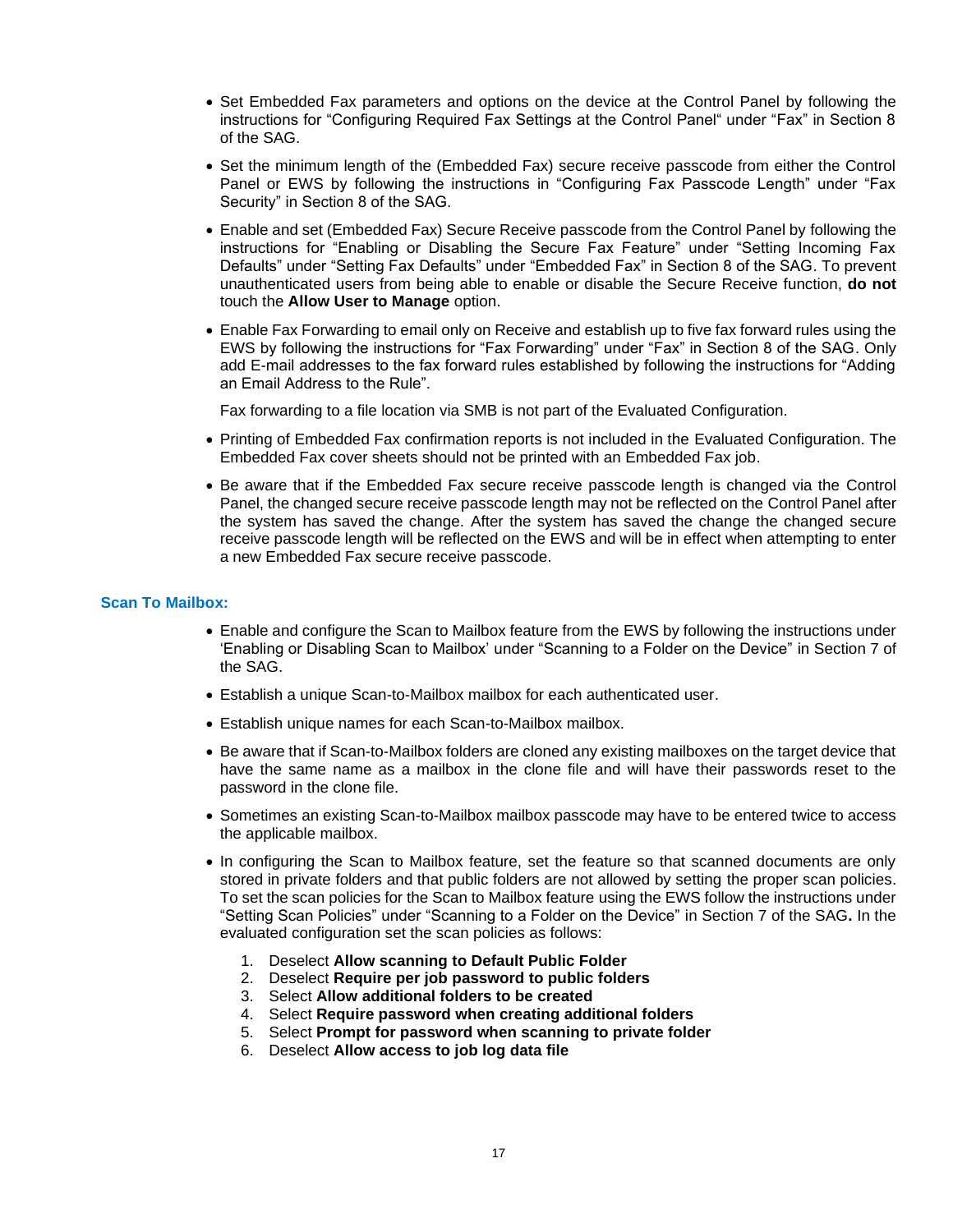- Set Embedded Fax parameters and options on the device at the Control Panel by following the instructions for "Configuring Required Fax Settings at the Control Panel" under "Fax" in Section 8 of the SAG.
- Set the minimum length of the (Embedded Fax) secure receive passcode from either the Control Panel or EWS by following the instructions in "Configuring Fax Passcode Length" under "Fax Security" in Section 8 of the SAG.
- Enable and set (Embedded Fax) Secure Receive passcode from the Control Panel by following the instructions for "Enabling or Disabling the Secure Fax Feature" under "Setting Incoming Fax Defaults" under "Setting Fax Defaults" under "Embedded Fax" in Section 8 of the SAG. To prevent unauthenticated users from being able to enable or disable the Secure Receive function, **do not** touch the **Allow User to Manage** option.
- Enable Fax Forwarding to email only on Receive and establish up to five fax forward rules using the EWS by following the instructions for "Fax Forwarding" under "Fax" in Section 8 of the SAG. Only add E-mail addresses to the fax forward rules established by following the instructions for "Adding an Email Address to the Rule".

  Fax forwarding to a file location via SMB is not part of the Evaluated Configuration.

- Printing of Embedded Fax confirmation reports is not included in the Evaluated Configuration. The Embedded Fax cover sheets should not be printed with an Embedded Fax job.
- Be aware that if the Embedded Fax secure receive passcode length is changed via the Control Panel, the changed secure receive passcode length may not be reflected on the Control Panel after the system has saved the change. After the system has saved the change the changed secure receive passcode length will be reflected on the EWS and will be in effect when attempting to enter a new Embedded Fax secure receive passcode.

### Scan To Mailbox:

- Enable and configure the Scan to Mailbox feature from the EWS by following the instructions under 'Enabling or Disabling Scan to Mailbox' under "Scanning to a Folder on the Device" in Section 7 of the SAG.
- Establish a unique Scan-to-Mailbox mailbox for each authenticated user.
- Establish unique names for each Scan-to-Mailbox mailbox.
- Be aware that if Scan-to-Mailbox folders are cloned any existing mailboxes on the target device that have the same name as a mailbox in the clone file and will have their passwords reset to the password in the clone file.
- Sometimes an existing Scan-to-Mailbox mailbox passcode may have to be entered twice to access the applicable mailbox.
- In configuring the Scan to Mailbox feature, set the feature so that scanned documents are only stored in private folders and that public folders are not allowed by setting the proper scan policies. To set the scan policies for the Scan to Mailbox feature using the EWS follow the instructions under "Setting Scan Policies" under "Scanning to a Folder on the Device" in Section 7 of the SAG**.** In the evaluated configuration set the scan policies as follows:

  1. Deselect **Allow scanning to Default Public Folder**
  2. Deselect **Require per job password to public folders**
  3. Select **Allow additional folders to be created**
  4. Select **Require password when creating additional folders**
  5. Select **Prompt for password when scanning to private folder**
  6. Deselect **Allow access to job log data file**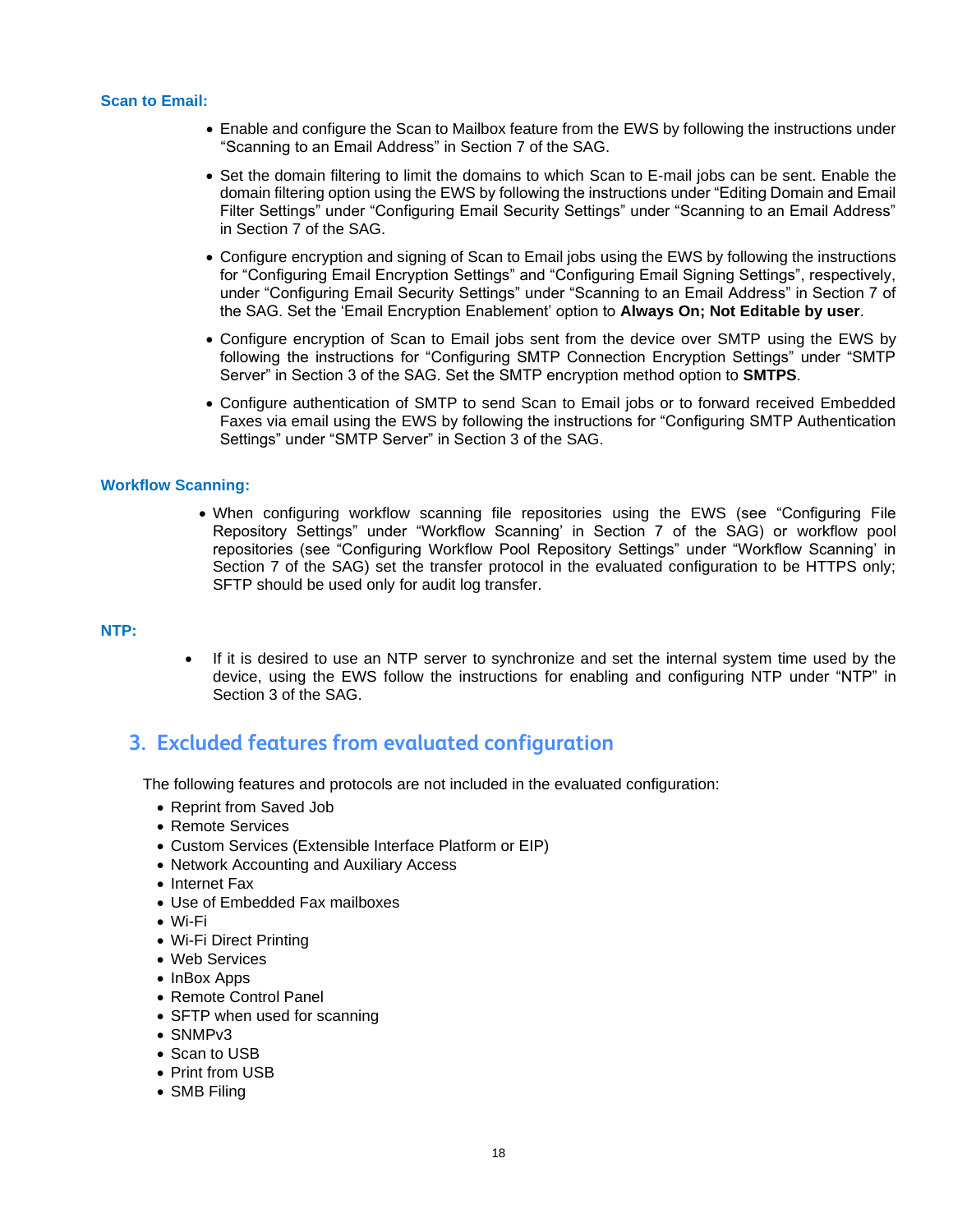**Scan to Email:**

- Enable and configure the Scan to Mailbox feature from the EWS by following the instructions under “Scanning to an Email Address” in Section 7 of the SAG.
- Set the domain filtering to limit the domains to which Scan to E-mail jobs can be sent. Enable the domain filtering option using the EWS by following the instructions under “Editing Domain and Email Filter Settings” under “Configuring Email Security Settings” under “Scanning to an Email Address” in Section 7 of the SAG.
- Configure encryption and signing of Scan to Email jobs using the EWS by following the instructions for “Configuring Email Encryption Settings” and “Configuring Email Signing Settings”, respectively, under “Configuring Email Security Settings” under “Scanning to an Email Address” in Section 7 of the SAG. Set the ‘Email Encryption Enablement’ option to **Always On; Not Editable by user**.
- Configure encryption of Scan to Email jobs sent from the device over SMTP using the EWS by following the instructions for “Configuring SMTP Connection Encryption Settings” under “SMTP Server” in Section 3 of the SAG. Set the SMTP encryption method option to **SMTPS**.
- Configure authentication of SMTP to send Scan to Email jobs or to forward received Embedded Faxes via email using the EWS by following the instructions for “Configuring SMTP Authentication Settings” under “SMTP Server” in Section 3 of the SAG.

**Workflow Scanning:**

- When configuring workflow scanning file repositories using the EWS (see “Configuring File Repository Settings” under “Workflow Scanning’ in Section 7 of the SAG) or workflow pool repositories (see “Configuring Workflow Pool Repository Settings” under “Workflow Scanning’ in Section 7 of the SAG) set the transfer protocol in the evaluated configuration to be HTTPS only; SFTP should be used only for audit log transfer.

**NTP:**

- If it is desired to use an NTP server to synchronize and set the internal system time used by the device, using the EWS follow the instructions for enabling and configuring NTP under “NTP” in Section 3 of the SAG.

## 3. Excluded features from evaluated configuration

The following features and protocols are not included in the evaluated configuration:

- Reprint from Saved Job
- Remote Services
- Custom Services (Extensible Interface Platform or EIP)
- Network Accounting and Auxiliary Access
- Internet Fax
- Use of Embedded Fax mailboxes
- Wi-Fi
- Wi-Fi Direct Printing
- Web Services
- InBox Apps
- Remote Control Panel
- SFTP when used for scanning
- SNMPv3
- Scan to USB
- Print from USB
- SMB Filing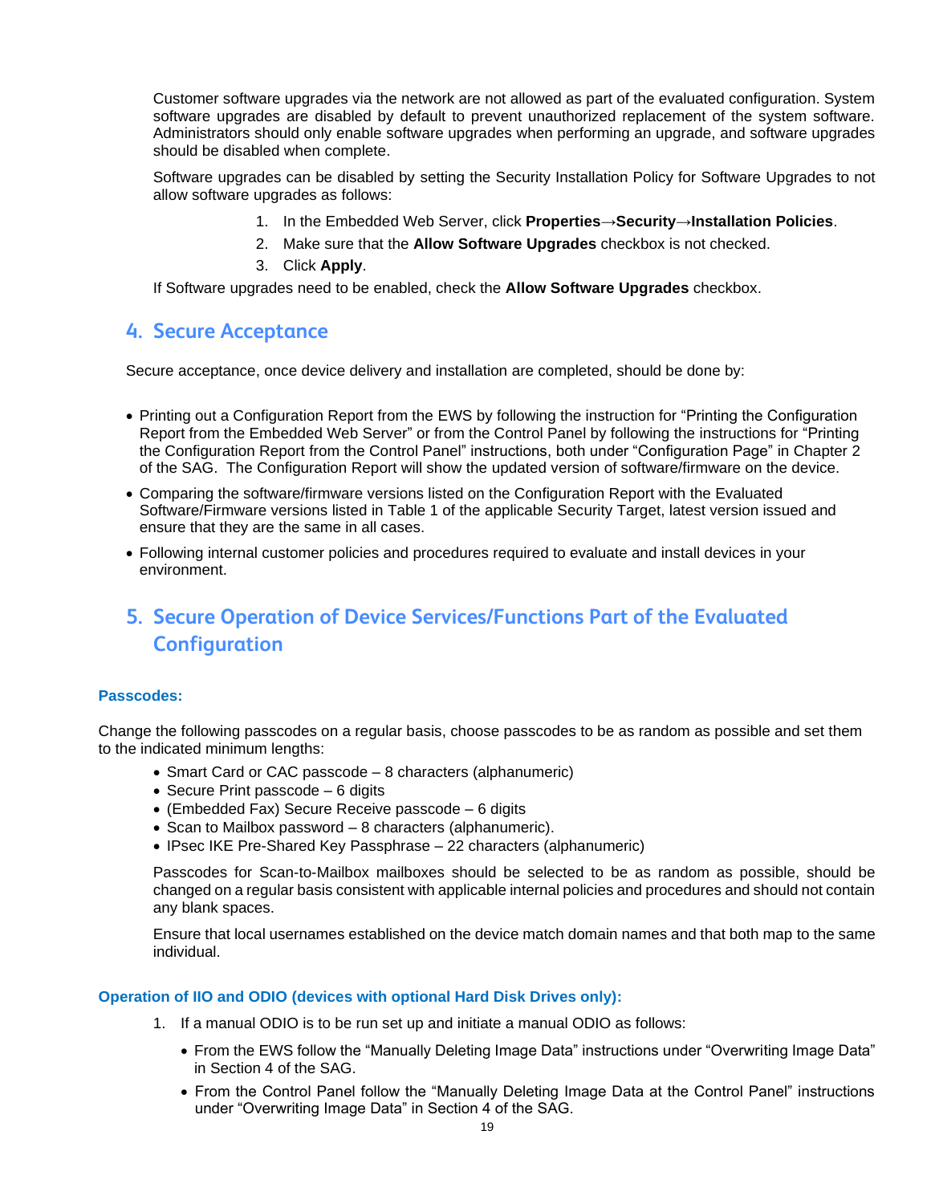Customer software upgrades via the network are not allowed as part of the evaluated configuration. System software upgrades are disabled by default to prevent unauthorized replacement of the system software. Administrators should only enable software upgrades when performing an upgrade, and software upgrades should be disabled when complete.

Software upgrades can be disabled by setting the Security Installation Policy for Software Upgrades to not allow software upgrades as follows:

1. In the Embedded Web Server, click **Properties→Security→Installation Policies**.
2. Make sure that the **Allow Software Upgrades** checkbox is not checked.
3. Click **Apply**.

If Software upgrades need to be enabled, check the **Allow Software Upgrades** checkbox.

## 4. Secure Acceptance

Secure acceptance, once device delivery and installation are completed, should be done by:

- Printing out a Configuration Report from the EWS by following the instruction for "Printing the Configuration Report from the Embedded Web Server" or from the Control Panel by following the instructions for "Printing the Configuration Report from the Control Panel" instructions, both under "Configuration Page" in Chapter 2 of the SAG. The Configuration Report will show the updated version of software/firmware on the device.
- Comparing the software/firmware versions listed on the Configuration Report with the Evaluated Software/Firmware versions listed in Table 1 of the applicable Security Target, latest version issued and ensure that they are the same in all cases.
- Following internal customer policies and procedures required to evaluate and install devices in your environment.

## 5. Secure Operation of Device Services/Functions Part of the Evaluated Configuration

### Passcodes:

Change the following passcodes on a regular basis, choose passcodes to be as random as possible and set them to the indicated minimum lengths:

- Smart Card or CAC passcode – 8 characters (alphanumeric)
- Secure Print passcode – 6 digits
- (Embedded Fax) Secure Receive passcode – 6 digits
- Scan to Mailbox password – 8 characters (alphanumeric).
- IPsec IKE Pre-Shared Key Passphrase – 22 characters (alphanumeric)

Passcodes for Scan-to-Mailbox mailboxes should be selected to be as random as possible, should be changed on a regular basis consistent with applicable internal policies and procedures and should not contain any blank spaces.

Ensure that local usernames established on the device match domain names and that both map to the same individual.

### Operation of IIO and ODIO (devices with optional Hard Disk Drives only):

1. If a manual ODIO is to be run set up and initiate a manual ODIO as follows:
   - From the EWS follow the "Manually Deleting Image Data" instructions under "Overwriting Image Data" in Section 4 of the SAG.
   - From the Control Panel follow the "Manually Deleting Image Data at the Control Panel" instructions under "Overwriting Image Data" in Section 4 of the SAG.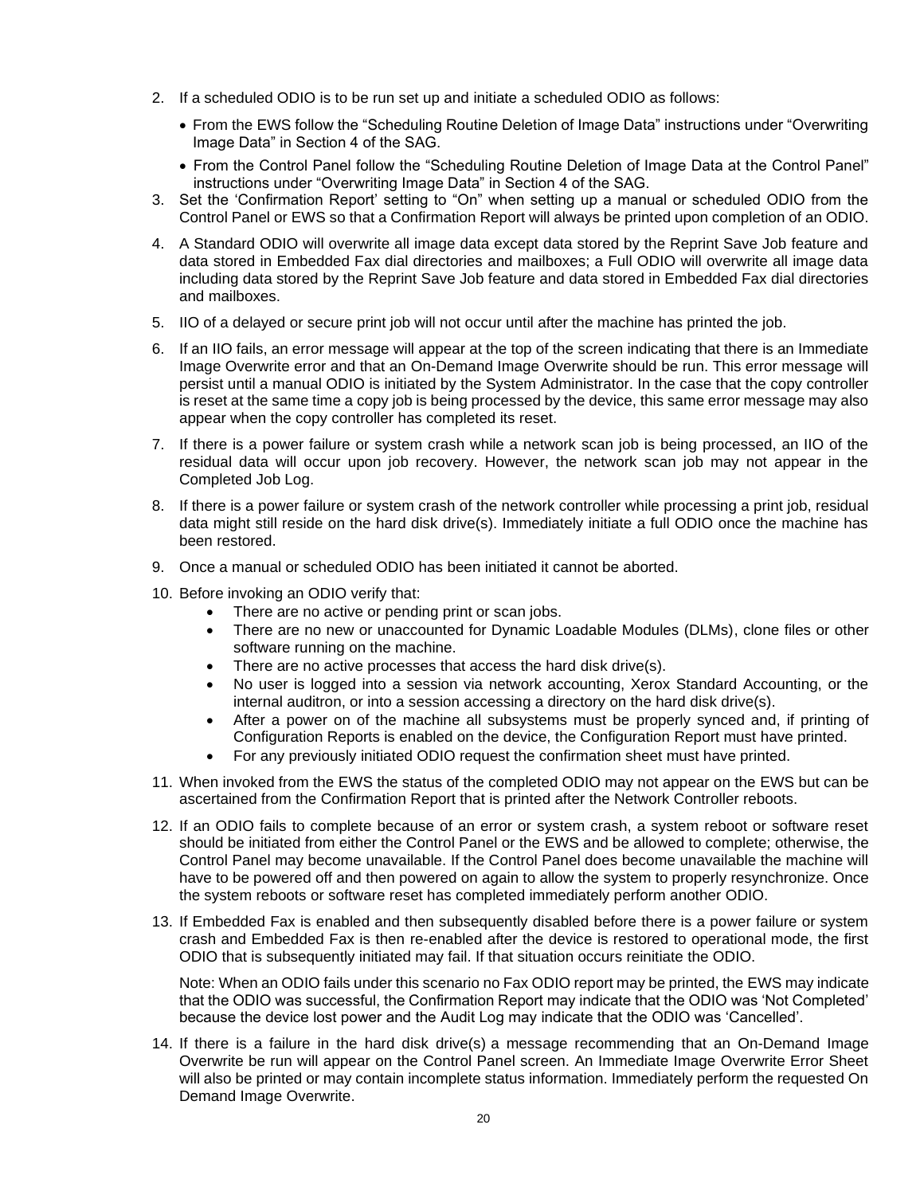2. If a scheduled ODIO is to be run set up and initiate a scheduled ODIO as follows:
   - From the EWS follow the "Scheduling Routine Deletion of Image Data" instructions under "Overwriting Image Data" in Section 4 of the SAG.
   - From the Control Panel follow the "Scheduling Routine Deletion of Image Data at the Control Panel" instructions under "Overwriting Image Data" in Section 4 of the SAG.
3. Set the 'Confirmation Report' setting to "On" when setting up a manual or scheduled ODIO from the Control Panel or EWS so that a Confirmation Report will always be printed upon completion of an ODIO.
4. A Standard ODIO will overwrite all image data except data stored by the Reprint Save Job feature and data stored in Embedded Fax dial directories and mailboxes; a Full ODIO will overwrite all image data including data stored by the Reprint Save Job feature and data stored in Embedded Fax dial directories and mailboxes.
5. IIO of a delayed or secure print job will not occur until after the machine has printed the job.
6. If an IIO fails, an error message will appear at the top of the screen indicating that there is an Immediate Image Overwrite error and that an On-Demand Image Overwrite should be run. This error message will persist until a manual ODIO is initiated by the System Administrator. In the case that the copy controller is reset at the same time a copy job is being processed by the device, this same error message may also appear when the copy controller has completed its reset.
7. If there is a power failure or system crash while a network scan job is being processed, an IIO of the residual data will occur upon job recovery. However, the network scan job may not appear in the Completed Job Log.
8. If there is a power failure or system crash of the network controller while processing a print job, residual data might still reside on the hard disk drive(s). Immediately initiate a full ODIO once the machine has been restored.
9. Once a manual or scheduled ODIO has been initiated it cannot be aborted.
10. Before invoking an ODIO verify that:
    - There are no active or pending print or scan jobs.
    - There are no new or unaccounted for Dynamic Loadable Modules (DLMs), clone files or other software running on the machine.
    - There are no active processes that access the hard disk drive(s).
    - No user is logged into a session via network accounting, Xerox Standard Accounting, or the internal auditron, or into a session accessing a directory on the hard disk drive(s).
    - After a power on of the machine all subsystems must be properly synced and, if printing of Configuration Reports is enabled on the device, the Configuration Report must have printed.
    - For any previously initiated ODIO request the confirmation sheet must have printed.
11. When invoked from the EWS the status of the completed ODIO may not appear on the EWS but can be ascertained from the Confirmation Report that is printed after the Network Controller reboots.
12. If an ODIO fails to complete because of an error or system crash, a system reboot or software reset should be initiated from either the Control Panel or the EWS and be allowed to complete; otherwise, the Control Panel may become unavailable. If the Control Panel does become unavailable the machine will have to be powered off and then powered on again to allow the system to properly resynchronize. Once the system reboots or software reset has completed immediately perform another ODIO.
13. If Embedded Fax is enabled and then subsequently disabled before there is a power failure or system crash and Embedded Fax is then re-enabled after the device is restored to operational mode, the first ODIO that is subsequently initiated may fail. If that situation occurs reinitiate the ODIO.

    Note: When an ODIO fails under this scenario no Fax ODIO report may be printed, the EWS may indicate that the ODIO was successful, the Confirmation Report may indicate that the ODIO was 'Not Completed' because the device lost power and the Audit Log may indicate that the ODIO was 'Cancelled'.
14. If there is a failure in the hard disk drive(s) a message recommending that an On-Demand Image Overwrite be run will appear on the Control Panel screen. An Immediate Image Overwrite Error Sheet will also be printed or may contain incomplete status information. Immediately perform the requested On Demand Image Overwrite.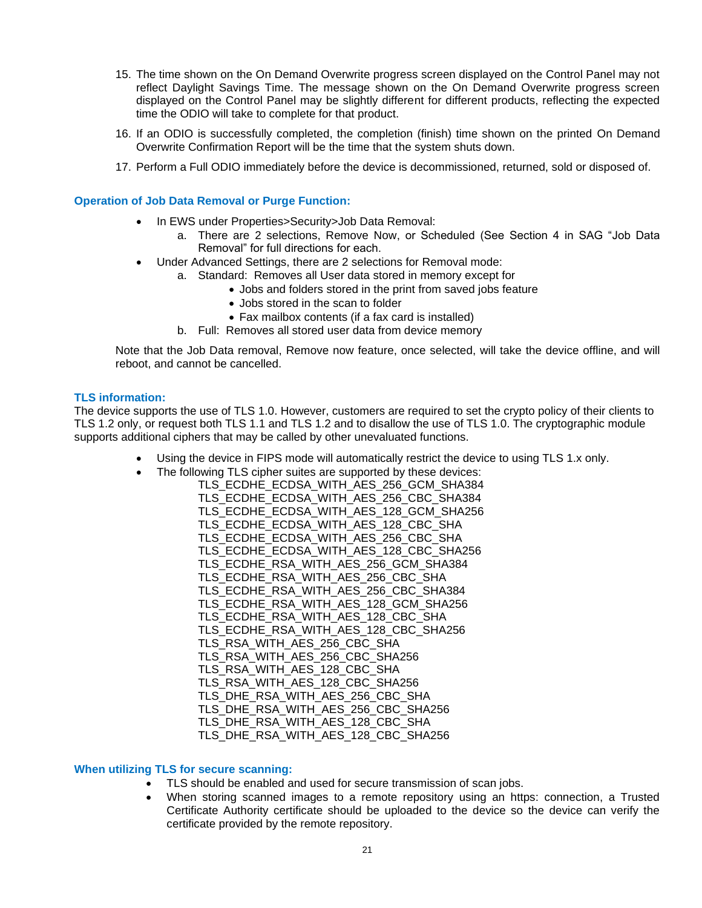15. The time shown on the On Demand Overwrite progress screen displayed on the Control Panel may not reflect Daylight Savings Time. The message shown on the On Demand Overwrite progress screen displayed on the Control Panel may be slightly different for different products, reflecting the expected time the ODIO will take to complete for that product.
16. If an ODIO is successfully completed, the completion (finish) time shown on the printed On Demand Overwrite Confirmation Report will be the time that the system shuts down.
17. Perform a Full ODIO immediately before the device is decommissioned, returned, sold or disposed of.

### Operation of Job Data Removal or Purge Function:

- In EWS under Properties>Security>Job Data Removal:
  a. There are 2 selections, Remove Now, or Scheduled (See Section 4 in SAG "Job Data Removal" for full directions for each.
- Under Advanced Settings, there are 2 selections for Removal mode:
  a. Standard: Removes all User data stored in memory except for
     - Jobs and folders stored in the print from saved jobs feature
     - Jobs stored in the scan to folder
     - Fax mailbox contents (if a fax card is installed)
  b. Full: Removes all stored user data from device memory

Note that the Job Data removal, Remove now feature, once selected, will take the device offline, and will reboot, and cannot be cancelled.

### TLS information:

The device supports the use of TLS 1.0. However, customers are required to set the crypto policy of their clients to TLS 1.2 only, or request both TLS 1.1 and TLS 1.2 and to disallow the use of TLS 1.0. The cryptographic module supports additional ciphers that may be called by other unevaluated functions.

- Using the device in FIPS mode will automatically restrict the device to using TLS 1.x only.
- The following TLS cipher suites are supported by these devices:

  TLS_ECDHE_ECDSA_WITH_AES_256_GCM_SHA384
  TLS_ECDHE_ECDSA_WITH_AES_256_CBC_SHA384
  TLS_ECDHE_ECDSA_WITH_AES_128_GCM_SHA256
  TLS_ECDHE_ECDSA_WITH_AES_128_CBC_SHA
  TLS_ECDHE_ECDSA_WITH_AES_256_CBC_SHA
  TLS_ECDHE_ECDSA_WITH_AES_128_CBC_SHA256
  TLS_ECDHE_RSA_WITH_AES_256_GCM_SHA384
  TLS_ECDHE_RSA_WITH_AES_256_CBC_SHA
  TLS_ECDHE_RSA_WITH_AES_256_CBC_SHA384
  TLS_ECDHE_RSA_WITH_AES_128_GCM_SHA256
  TLS_ECDHE_RSA_WITH_AES_128_CBC_SHA
  TLS_ECDHE_RSA_WITH_AES_128_CBC_SHA256
  TLS_RSA_WITH_AES_256_CBC_SHA
  TLS_RSA_WITH_AES_256_CBC_SHA256
  TLS_RSA_WITH_AES_128_CBC_SHA
  TLS_RSA_WITH_AES_128_CBC_SHA256
  TLS_DHE_RSA_WITH_AES_256_CBC_SHA
  TLS_DHE_RSA_WITH_AES_256_CBC_SHA256
  TLS_DHE_RSA_WITH_AES_128_CBC_SHA
  TLS_DHE_RSA_WITH_AES_128_CBC_SHA256

### When utilizing TLS for secure scanning:

- TLS should be enabled and used for secure transmission of scan jobs.
- When storing scanned images to a remote repository using an https: connection, a Trusted Certificate Authority certificate should be uploaded to the device so the device can verify the certificate provided by the remote repository.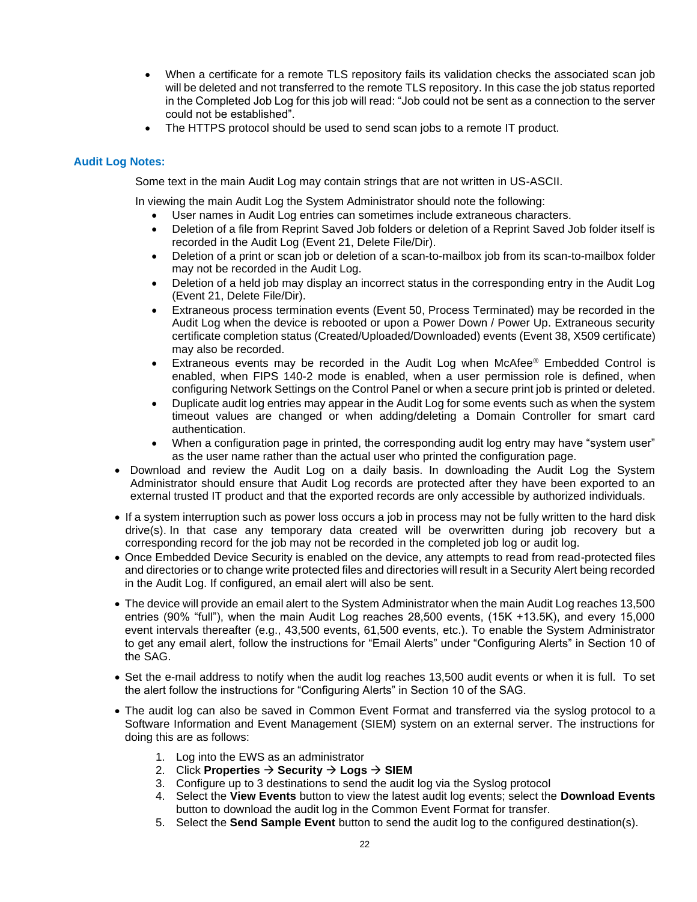- When a certificate for a remote TLS repository fails its validation checks the associated scan job will be deleted and not transferred to the remote TLS repository. In this case the job status reported in the Completed Job Log for this job will read: "Job could not be sent as a connection to the server could not be established".
- The HTTPS protocol should be used to send scan jobs to a remote IT product.

### Audit Log Notes:

Some text in the main Audit Log may contain strings that are not written in US-ASCII.

In viewing the main Audit Log the System Administrator should note the following:

- User names in Audit Log entries can sometimes include extraneous characters.
- Deletion of a file from Reprint Saved Job folders or deletion of a Reprint Saved Job folder itself is recorded in the Audit Log (Event 21, Delete File/Dir).
- Deletion of a print or scan job or deletion of a scan-to-mailbox job from its scan-to-mailbox folder may not be recorded in the Audit Log.
- Deletion of a held job may display an incorrect status in the corresponding entry in the Audit Log (Event 21, Delete File/Dir).
- Extraneous process termination events (Event 50, Process Terminated) may be recorded in the Audit Log when the device is rebooted or upon a Power Down / Power Up. Extraneous security certificate completion status (Created/Uploaded/Downloaded) events (Event 38, X509 certificate) may also be recorded.
- Extraneous events may be recorded in the Audit Log when McAfee® Embedded Control is enabled, when FIPS 140-2 mode is enabled, when a user permission role is defined, when configuring Network Settings on the Control Panel or when a secure print job is printed or deleted.
- Duplicate audit log entries may appear in the Audit Log for some events such as when the system timeout values are changed or when adding/deleting a Domain Controller for smart card authentication.
- When a configuration page in printed, the corresponding audit log entry may have "system user" as the user name rather than the actual user who printed the configuration page.

- Download and review the Audit Log on a daily basis. In downloading the Audit Log the System Administrator should ensure that Audit Log records are protected after they have been exported to an external trusted IT product and that the exported records are only accessible by authorized individuals.
- If a system interruption such as power loss occurs a job in process may not be fully written to the hard disk drive(s). In that case any temporary data created will be overwritten during job recovery but a corresponding record for the job may not be recorded in the completed job log or audit log.
- Once Embedded Device Security is enabled on the device, any attempts to read from read-protected files and directories or to change write protected files and directories will result in a Security Alert being recorded in the Audit Log. If configured, an email alert will also be sent.
- The device will provide an email alert to the System Administrator when the main Audit Log reaches 13,500 entries (90% "full"), when the main Audit Log reaches 28,500 events, (15K +13.5K), and every 15,000 event intervals thereafter (e.g., 43,500 events, 61,500 events, etc.). To enable the System Administrator to get any email alert, follow the instructions for "Email Alerts" under "Configuring Alerts" in Section 10 of the SAG.
- Set the e-mail address to notify when the audit log reaches 13,500 audit events or when it is full. To set the alert follow the instructions for "Configuring Alerts" in Section 10 of the SAG.
- The audit log can also be saved in Common Event Format and transferred via the syslog protocol to a Software Information and Event Management (SIEM) system on an external server. The instructions for doing this are as follows:
  1. Log into the EWS as an administrator
  2. Click **Properties → Security → Logs → SIEM**
  3. Configure up to 3 destinations to send the audit log via the Syslog protocol
  4. Select the **View Events** button to view the latest audit log events; select the **Download Events** button to download the audit log in the Common Event Format for transfer.
  5. Select the **Send Sample Event** button to send the audit log to the configured destination(s).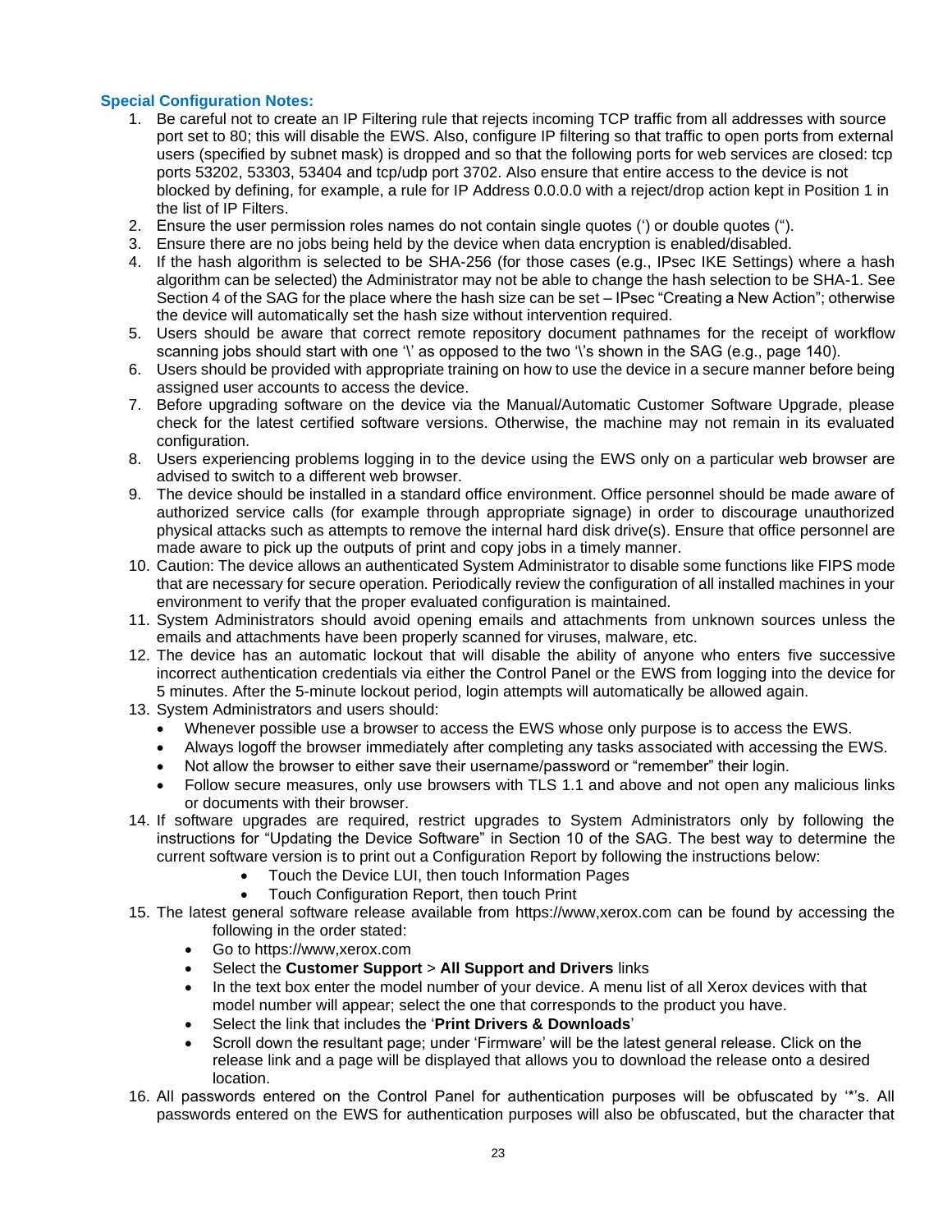**Special Configuration Notes:**

1. Be careful not to create an IP Filtering rule that rejects incoming TCP traffic from all addresses with source port set to 80; this will disable the EWS. Also, configure IP filtering so that traffic to open ports from external users (specified by subnet mask) is dropped and so that the following ports for web services are closed: tcp ports 53202, 53303, 53404 and tcp/udp port 3702. Also ensure that entire access to the device is not blocked by defining, for example, a rule for IP Address 0.0.0.0 with a reject/drop action kept in Position 1 in the list of IP Filters.
2. Ensure the user permission roles names do not contain single quotes (‘) or double quotes (“).
3. Ensure there are no jobs being held by the device when data encryption is enabled/disabled.
4. If the hash algorithm is selected to be SHA-256 (for those cases (e.g., IPsec IKE Settings) where a hash algorithm can be selected) the Administrator may not be able to change the hash selection to be SHA-1. See Section 4 of the SAG for the place where the hash size can be set – IPsec “Creating a New Action”; otherwise the device will automatically set the hash size without intervention required.
5. Users should be aware that correct remote repository document pathnames for the receipt of workflow scanning jobs should start with one ‘\’ as opposed to the two ‘\’s shown in the SAG (e.g., page 140).
6. Users should be provided with appropriate training on how to use the device in a secure manner before being assigned user accounts to access the device.
7. Before upgrading software on the device via the Manual/Automatic Customer Software Upgrade, please check for the latest certified software versions. Otherwise, the machine may not remain in its evaluated configuration.
8. Users experiencing problems logging in to the device using the EWS only on a particular web browser are advised to switch to a different web browser.
9. The device should be installed in a standard office environment. Office personnel should be made aware of authorized service calls (for example through appropriate signage) in order to discourage unauthorized physical attacks such as attempts to remove the internal hard disk drive(s). Ensure that office personnel are made aware to pick up the outputs of print and copy jobs in a timely manner.
10. Caution: The device allows an authenticated System Administrator to disable some functions like FIPS mode that are necessary for secure operation. Periodically review the configuration of all installed machines in your environment to verify that the proper evaluated configuration is maintained.
11. System Administrators should avoid opening emails and attachments from unknown sources unless the emails and attachments have been properly scanned for viruses, malware, etc.
12. The device has an automatic lockout that will disable the ability of anyone who enters five successive incorrect authentication credentials via either the Control Panel or the EWS from logging into the device for 5 minutes. After the 5-minute lockout period, login attempts will automatically be allowed again.
13. System Administrators and users should:
    - Whenever possible use a browser to access the EWS whose only purpose is to access the EWS.
    - Always logoff the browser immediately after completing any tasks associated with accessing the EWS.
    - Not allow the browser to either save their username/password or “remember” their login.
    - Follow secure measures, only use browsers with TLS 1.1 and above and not open any malicious links or documents with their browser.
14. If software upgrades are required, restrict upgrades to System Administrators only by following the instructions for “Updating the Device Software” in Section 10 of the SAG. The best way to determine the current software version is to print out a Configuration Report by following the instructions below:
    - Touch the Device LUI, then touch Information Pages
    - Touch Configuration Report, then touch Print
15. The latest general software release available from https://www,xerox.com can be found by accessing the following in the order stated:
    - Go to https://www,xerox.com
    - Select the **Customer Support** > **All Support and Drivers** links
    - In the text box enter the model number of your device. A menu list of all Xerox devices with that model number will appear; select the one that corresponds to the product you have.
    - Select the link that includes the ‘**Print Drivers & Downloads**’
    - Scroll down the resultant page; under ‘Firmware’ will be the latest general release. Click on the release link and a page will be displayed that allows you to download the release onto a desired location.
16. All passwords entered on the Control Panel for authentication purposes will be obfuscated by ‘*’s. All passwords entered on the EWS for authentication purposes will also be obfuscated, but the character that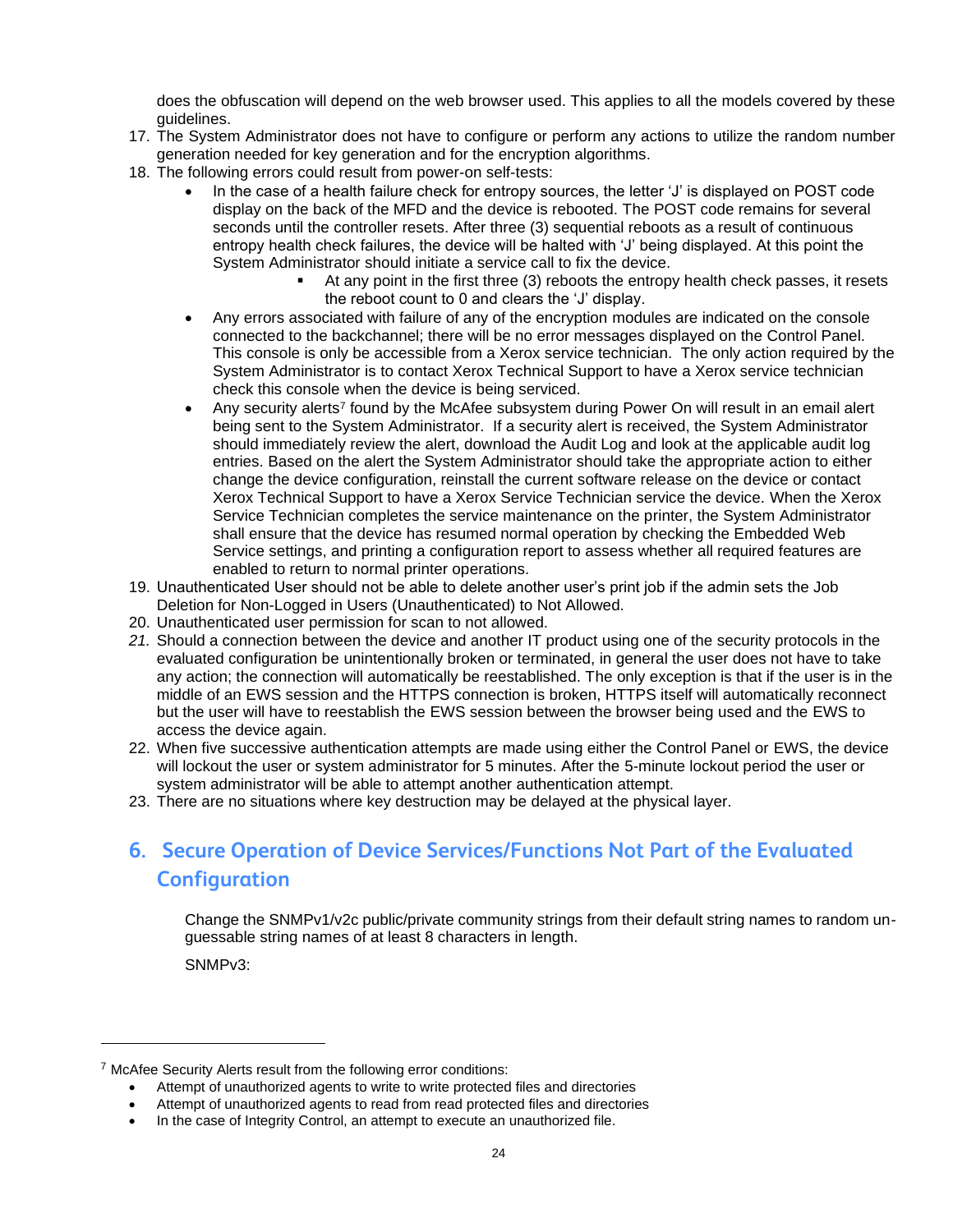does the obfuscation will depend on the web browser used. This applies to all the models covered by these guidelines.

17. The System Administrator does not have to configure or perform any actions to utilize the random number generation needed for key generation and for the encryption algorithms.
18. The following errors could result from power-on self-tests:
    - In the case of a health failure check for entropy sources, the letter 'J' is displayed on POST code display on the back of the MFD and the device is rebooted. The POST code remains for several seconds until the controller resets. After three (3) sequential reboots as a result of continuous entropy health check failures, the device will be halted with 'J' being displayed. At this point the System Administrator should initiate a service call to fix the device.
        - At any point in the first three (3) reboots the entropy health check passes, it resets the reboot count to 0 and clears the 'J' display.
    - Any errors associated with failure of any of the encryption modules are indicated on the console connected to the backchannel; there will be no error messages displayed on the Control Panel. This console is only be accessible from a Xerox service technician. The only action required by the System Administrator is to contact Xerox Technical Support to have a Xerox service technician check this console when the device is being serviced.
    - Any security alerts[7] found by the McAfee subsystem during Power On will result in an email alert being sent to the System Administrator. If a security alert is received, the System Administrator should immediately review the alert, download the Audit Log and look at the applicable audit log entries. Based on the alert the System Administrator should take the appropriate action to either change the device configuration, reinstall the current software release on the device or contact Xerox Technical Support to have a Xerox Service Technician service the device. When the Xerox Service Technician completes the service maintenance on the printer, the System Administrator shall ensure that the device has resumed normal operation by checking the Embedded Web Service settings, and printing a configuration report to assess whether all required features are enabled to return to normal printer operations.
19. Unauthenticated User should not be able to delete another user's print job if the admin sets the Job Deletion for Non-Logged in Users (Unauthenticated) to Not Allowed.
20. Unauthenticated user permission for scan to not allowed.
21. Should a connection between the device and another IT product using one of the security protocols in the evaluated configuration be unintentionally broken or terminated, in general the user does not have to take any action; the connection will automatically be reestablished. The only exception is that if the user is in the middle of an EWS session and the HTTPS connection is broken, HTTPS itself will automatically reconnect but the user will have to reestablish the EWS session between the browser being used and the EWS to access the device again.
22. When five successive authentication attempts are made using either the Control Panel or EWS, the device will lockout the user or system administrator for 5 minutes. After the 5-minute lockout period the user or system administrator will be able to attempt another authentication attempt.
23. There are no situations where key destruction may be delayed at the physical layer.

## 6. Secure Operation of Device Services/Functions Not Part of the Evaluated Configuration

Change the SNMPv1/v2c public/private community strings from their default string names to random un-guessable string names of at least 8 characters in length.

SNMPv3:

---

[7] McAfee Security Alerts result from the following error conditions:

- Attempt of unauthorized agents to write to write protected files and directories
- Attempt of unauthorized agents to read from read protected files and directories
- In the case of Integrity Control, an attempt to execute an unauthorized file.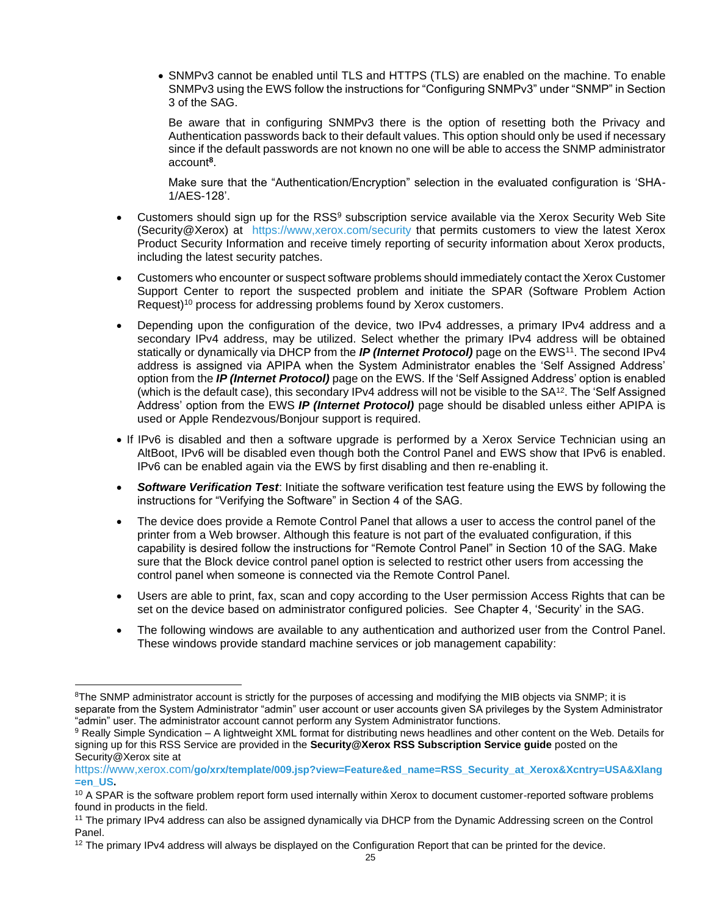- SNMPv3 cannot be enabled until TLS and HTTPS (TLS) are enabled on the machine. To enable SNMPv3 using the EWS follow the instructions for "Configuring SNMPv3" under "SNMP" in Section 3 of the SAG.

  Be aware that in configuring SNMPv3 there is the option of resetting both the Privacy and Authentication passwords back to their default values. This option should only be used if necessary since if the default passwords are not known no one will be able to access the SNMP administrator account[8].

  Make sure that the "Authentication/Encryption" selection in the evaluated configuration is 'SHA-1/AES-128'.

- Customers should sign up for the RSS[9] subscription service available via the Xerox Security Web Site (Security@Xerox) at https://www,xerox.com/security that permits customers to view the latest Xerox Product Security Information and receive timely reporting of security information about Xerox products, including the latest security patches.

- Customers who encounter or suspect software problems should immediately contact the Xerox Customer Support Center to report the suspected problem and initiate the SPAR (Software Problem Action Request)[10] process for addressing problems found by Xerox customers.

- Depending upon the configuration of the device, two IPv4 addresses, a primary IPv4 address and a secondary IPv4 address, may be utilized. Select whether the primary IPv4 address will be obtained statically or dynamically via DHCP from the ***IP (Internet Protocol)*** page on the EWS[11]. The second IPv4 address is assigned via APIPA when the System Administrator enables the 'Self Assigned Address' option from the ***IP (Internet Protocol)*** page on the EWS. If the 'Self Assigned Address' option is enabled (which is the default case), this secondary IPv4 address will not be visible to the SA[12]. The 'Self Assigned Address' option from the EWS ***IP (Internet Protocol)*** page should be disabled unless either APIPA is used or Apple Rendezvous/Bonjour support is required.

- If IPv6 is disabled and then a software upgrade is performed by a Xerox Service Technician using an AltBoot, IPv6 will be disabled even though both the Control Panel and EWS show that IPv6 is enabled. IPv6 can be enabled again via the EWS by first disabling and then re-enabling it.

- ***Software Verification Test***: Initiate the software verification test feature using the EWS by following the instructions for "Verifying the Software" in Section 4 of the SAG.

- The device does provide a Remote Control Panel that allows a user to access the control panel of the printer from a Web browser. Although this feature is not part of the evaluated configuration, if this capability is desired follow the instructions for "Remote Control Panel" in Section 10 of the SAG. Make sure that the Block device control panel option is selected to restrict other users from accessing the control panel when someone is connected via the Remote Control Panel.

- Users are able to print, fax, scan and copy according to the User permission Access Rights that can be set on the device based on administrator configured policies. See Chapter 4, 'Security' in the SAG.

- The following windows are available to any authentication and authorized user from the Control Panel. These windows provide standard machine services or job management capability:

---

[8] The SNMP administrator account is strictly for the purposes of accessing and modifying the MIB objects via SNMP; it is separate from the System Administrator "admin" user account or user accounts given SA privileges by the System Administrator "admin" user. The administrator account cannot perform any System Administrator functions.

[9] Really Simple Syndication – A lightweight XML format for distributing news headlines and other content on the Web. Details for signing up for this RSS Service are provided in the **Security@Xerox RSS Subscription Service guide** posted on the Security@Xerox site at https://www,xerox.com/**go/xrx/template/009.jsp?view=Feature&ed_name=RSS_Security_at_Xerox&Xcntry=USA&Xlang=en_US**.

[10] A SPAR is the software problem report form used internally within Xerox to document customer-reported software problems found in products in the field.

[11] The primary IPv4 address can also be assigned dynamically via DHCP from the Dynamic Addressing screen on the Control Panel.

[12] The primary IPv4 address will always be displayed on the Configuration Report that can be printed for the device.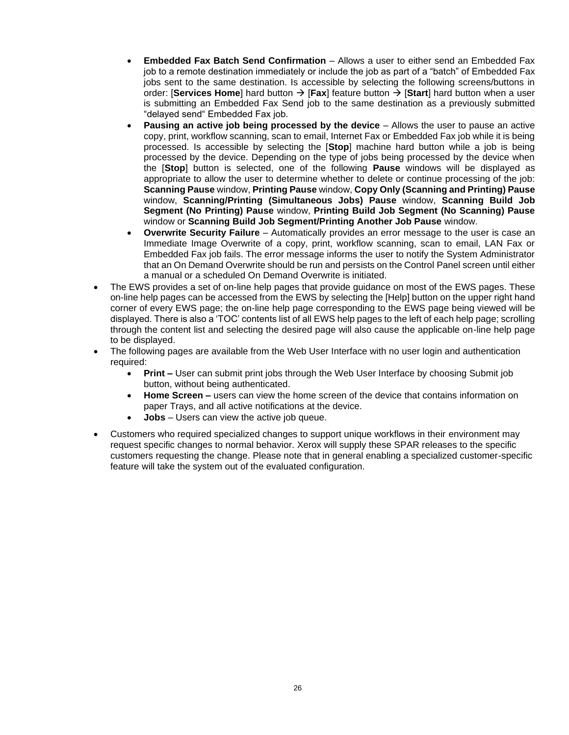- **Embedded Fax Batch Send Confirmation** – Allows a user to either send an Embedded Fax job to a remote destination immediately or include the job as part of a "batch" of Embedded Fax jobs sent to the same destination. Is accessible by selecting the following screens/buttons in order: [**Services Home**] hard button → [**Fax**] feature button → [**Start**] hard button when a user is submitting an Embedded Fax Send job to the same destination as a previously submitted "delayed send" Embedded Fax job.
  - **Pausing an active job being processed by the device** – Allows the user to pause an active copy, print, workflow scanning, scan to email, Internet Fax or Embedded Fax job while it is being processed. Is accessible by selecting the [**Stop**] machine hard button while a job is being processed by the device. Depending on the type of jobs being processed by the device when the [**Stop**] button is selected, one of the following **Pause** windows will be displayed as appropriate to allow the user to determine whether to delete or continue processing of the job: **Scanning Pause** window, **Printing Pause** window, **Copy Only (Scanning and Printing) Pause** window, **Scanning/Printing (Simultaneous Jobs) Pause** window, **Scanning Build Job Segment (No Printing) Pause** window, **Printing Build Job Segment (No Scanning) Pause** window or **Scanning Build Job Segment/Printing Another Job Pause** window.
  - **Overwrite Security Failure** – Automatically provides an error message to the user is case an Immediate Image Overwrite of a copy, print, workflow scanning, scan to email, LAN Fax or Embedded Fax job fails. The error message informs the user to notify the System Administrator that an On Demand Overwrite should be run and persists on the Control Panel screen until either a manual or a scheduled On Demand Overwrite is initiated.
- The EWS provides a set of on-line help pages that provide guidance on most of the EWS pages. These on-line help pages can be accessed from the EWS by selecting the [Help] button on the upper right hand corner of every EWS page; the on-line help page corresponding to the EWS page being viewed will be displayed. There is also a 'TOC' contents list of all EWS help pages to the left of each help page; scrolling through the content list and selecting the desired page will also cause the applicable on-line help page to be displayed.
- The following pages are available from the Web User Interface with no user login and authentication required:
  - **Print –** User can submit print jobs through the Web User Interface by choosing Submit job button, without being authenticated.
  - **Home Screen –** users can view the home screen of the device that contains information on paper Trays, and all active notifications at the device.
  - **Jobs** – Users can view the active job queue.
- Customers who required specialized changes to support unique workflows in their environment may request specific changes to normal behavior. Xerox will supply these SPAR releases to the specific customers requesting the change. Please note that in general enabling a specialized customer-specific feature will take the system out of the evaluated configuration.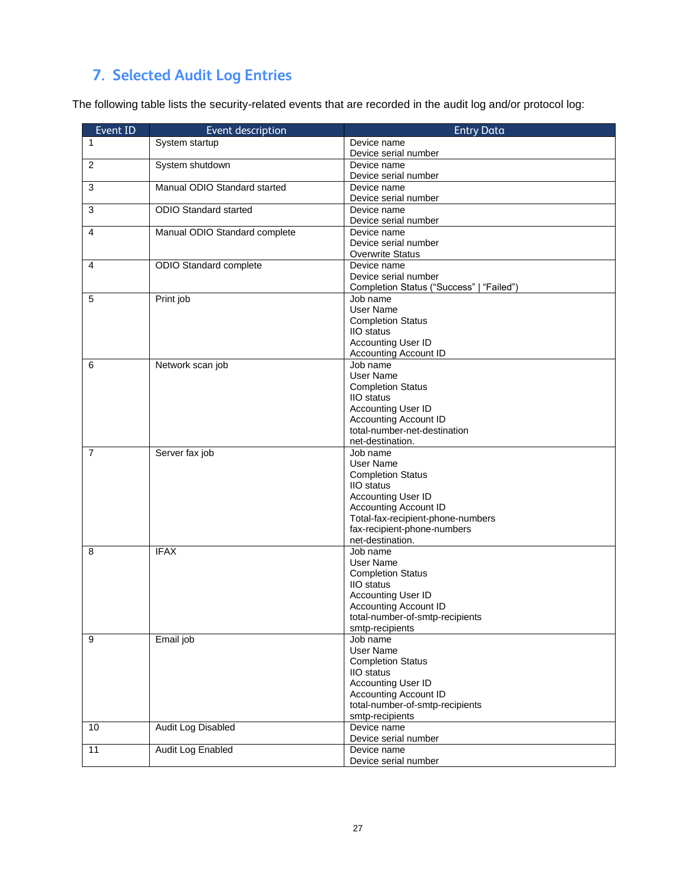## 7. Selected Audit Log Entries

The following table lists the security-related events that are recorded in the audit log and/or protocol log:

| Event ID | Event description | Entry Data |
|---|---|---|
| 1 | System startup | Device name<br>Device serial number |
| 2 | System shutdown | Device name<br>Device serial number |
| 3 | Manual ODIO Standard started | Device name<br>Device serial number |
| 3 | ODIO Standard started | Device name<br>Device serial number |
| 4 | Manual ODIO Standard complete | Device name<br>Device serial number<br>Overwrite Status |
| 4 | ODIO Standard complete | Device name<br>Device serial number<br>Completion Status (“Success” \| “Failed”) |
| 5 | Print job | Job name<br>User Name<br>Completion Status<br>IIO status<br>Accounting User ID<br>Accounting Account ID |
| 6 | Network scan job | Job name<br>User Name<br>Completion Status<br>IIO status<br>Accounting User ID<br>Accounting Account ID<br>total-number-net-destination<br>net-destination. |
| 7 | Server fax job | Job name<br>User Name<br>Completion Status<br>IIO status<br>Accounting User ID<br>Accounting Account ID<br>Total-fax-recipient-phone-numbers<br>fax-recipient-phone-numbers<br>net-destination. |
| 8 | IFAX | Job name<br>User Name<br>Completion Status<br>IIO status<br>Accounting User ID<br>Accounting Account ID<br>total-number-of-smtp-recipients<br>smtp-recipients |
| 9 | Email job | Job name<br>User Name<br>Completion Status<br>IIO status<br>Accounting User ID<br>Accounting Account ID<br>total-number-of-smtp-recipients<br>smtp-recipients |
| 10 | Audit Log Disabled | Device name<br>Device serial number |
| 11 | Audit Log Enabled | Device name<br>Device serial number |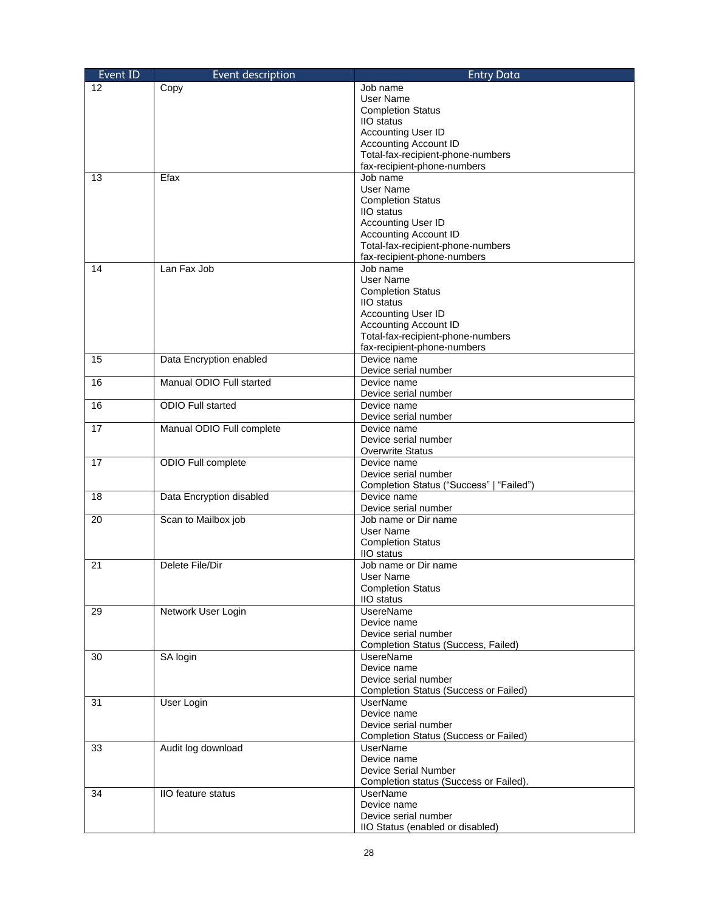| Event ID | Event description | Entry Data |
| --- | --- | --- |
| 12 | Copy | Job name<br>User Name<br>Completion Status<br>IIO status<br>Accounting User ID<br>Accounting Account ID<br>Total-fax-recipient-phone-numbers<br>fax-recipient-phone-numbers |
| 13 | Efax | Job name<br>User Name<br>Completion Status<br>IIO status<br>Accounting User ID<br>Accounting Account ID<br>Total-fax-recipient-phone-numbers<br>fax-recipient-phone-numbers |
| 14 | Lan Fax Job | Job name<br>User Name<br>Completion Status<br>IIO status<br>Accounting User ID<br>Accounting Account ID<br>Total-fax-recipient-phone-numbers<br>fax-recipient-phone-numbers |
| 15 | Data Encryption enabled | Device name<br>Device serial number |
| 16 | Manual ODIO Full started | Device name<br>Device serial number |
| 16 | ODIO Full started | Device name<br>Device serial number |
| 17 | Manual ODIO Full complete | Device name<br>Device serial number<br>Overwrite Status |
| 17 | ODIO Full complete | Device name<br>Device serial number<br>Completion Status ("Success" \| "Failed") |
| 18 | Data Encryption disabled | Device name<br>Device serial number |
| 20 | Scan to Mailbox job | Job name or Dir name<br>User Name<br>Completion Status<br>IIO status |
| 21 | Delete File/Dir | Job name or Dir name<br>User Name<br>Completion Status<br>IIO status |
| 29 | Network User Login | UsereName<br>Device name<br>Device serial number<br>Completion Status (Success, Failed) |
| 30 | SA login | UsereName<br>Device name<br>Device serial number<br>Completion Status (Success or Failed) |
| 31 | User Login | UserName<br>Device name<br>Device serial number<br>Completion Status (Success or Failed) |
| 33 | Audit log download | UserName<br>Device name<br>Device Serial Number<br>Completion status (Success or Failed). |
| 34 | IIO feature status | UserName<br>Device name<br>Device serial number<br>IIO Status (enabled or disabled) |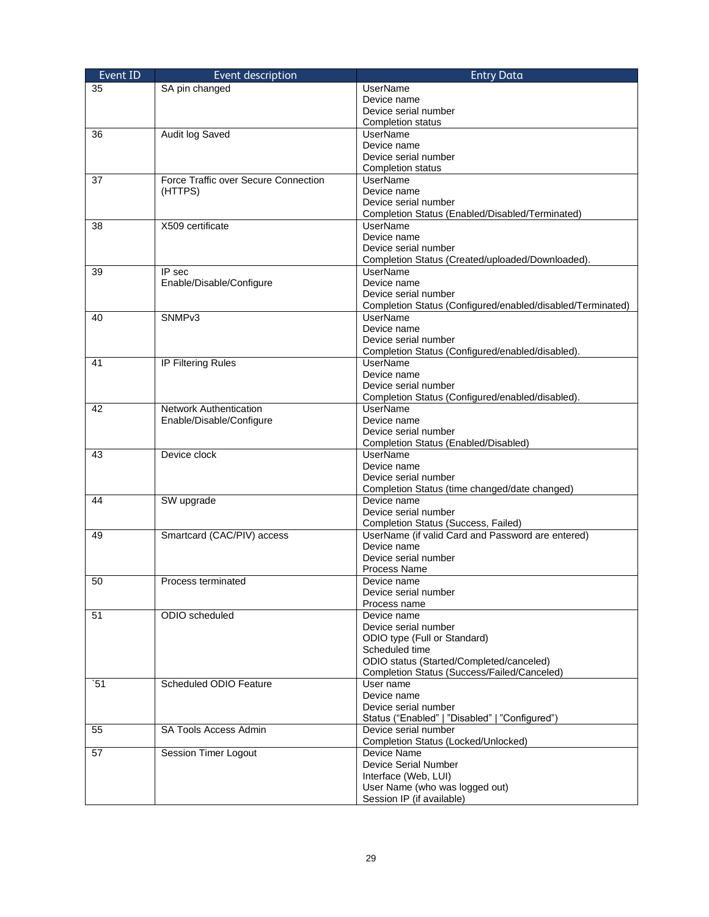| Event ID | Event description | Entry Data |
| --- | --- | --- |
| 35 | SA pin changed | UserName<br>Device name<br>Device serial number<br>Completion status |
| 36 | Audit log Saved | UserName<br>Device name<br>Device serial number<br>Completion status |
| 37 | Force Traffic over Secure Connection (HTTPS) | UserName<br>Device name<br>Device serial number<br>Completion Status (Enabled/Disabled/Terminated) |
| 38 | X509 certificate | UserName<br>Device name<br>Device serial number<br>Completion Status (Created/uploaded/Downloaded). |
| 39 | IP sec<br>Enable/Disable/Configure | UserName<br>Device name<br>Device serial number<br>Completion Status (Configured/enabled/disabled/Terminated) |
| 40 | SNMPv3 | UserName<br>Device name<br>Device serial number<br>Completion Status (Configured/enabled/disabled). |
| 41 | IP Filtering Rules | UserName<br>Device name<br>Device serial number<br>Completion Status (Configured/enabled/disabled). |
| 42 | Network Authentication<br>Enable/Disable/Configure | UserName<br>Device name<br>Device serial number<br>Completion Status (Enabled/Disabled) |
| 43 | Device clock | UserName<br>Device name<br>Device serial number<br>Completion Status (time changed/date changed) |
| 44 | SW upgrade | Device name<br>Device serial number<br>Completion Status (Success, Failed) |
| 49 | Smartcard (CAC/PIV) access | UserName (if valid Card and Password are entered)<br>Device name<br>Device serial number<br>Process Name |
| 50 | Process terminated | Device name<br>Device serial number<br>Process name |
| 51 | ODIO scheduled | Device name<br>Device serial number<br>ODIO type (Full or Standard)<br>Scheduled time<br>ODIO status (Started/Completed/canceled)<br>Completion Status (Success/Failed/Canceled) |
| `51 | Scheduled ODIO Feature | User name<br>Device name<br>Device serial number<br>Status (“Enabled” \| ”Disabled” \| ”Configured”) |
| 55 | SA Tools Access Admin | Device serial number<br>Completion Status (Locked/Unlocked) |
| 57 | Session Timer Logout | Device Name<br>Device Serial Number<br>Interface (Web, LUI)<br>User Name (who was logged out)<br>Session IP (if available) |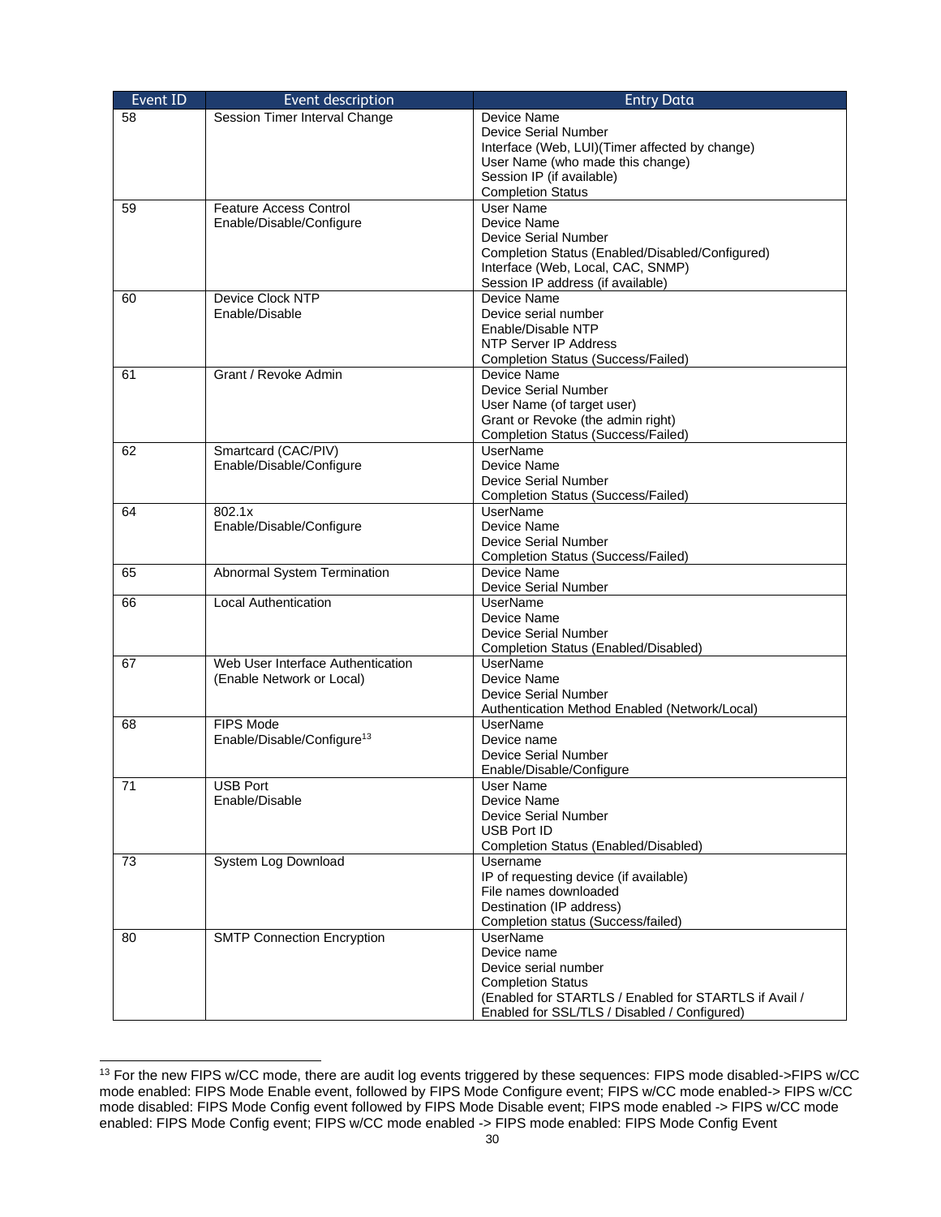| Event ID | Event description | Entry Data |
|---|---|---|
| 58 | Session Timer Interval Change | Device Name<br>Device Serial Number<br>Interface (Web, LUI)(Timer affected by change)<br>User Name (who made this change)<br>Session IP (if available)<br>Completion Status |
| 59 | Feature Access Control Enable/Disable/Configure | User Name<br>Device Name<br>Device Serial Number<br>Completion Status (Enabled/Disabled/Configured)<br>Interface (Web, Local, CAC, SNMP)<br>Session IP address (if available) |
| 60 | Device Clock NTP Enable/Disable | Device Name<br>Device serial number<br>Enable/Disable NTP<br>NTP Server IP Address<br>Completion Status (Success/Failed) |
| 61 | Grant / Revoke Admin | Device Name<br>Device Serial Number<br>User Name (of target user)<br>Grant or Revoke (the admin right)<br>Completion Status (Success/Failed) |
| 62 | Smartcard (CAC/PIV) Enable/Disable/Configure | UserName<br>Device Name<br>Device Serial Number<br>Completion Status (Success/Failed) |
| 64 | 802.1x Enable/Disable/Configure | UserName<br>Device Name<br>Device Serial Number<br>Completion Status (Success/Failed) |
| 65 | Abnormal System Termination | Device Name<br>Device Serial Number |
| 66 | Local Authentication | UserName<br>Device Name<br>Device Serial Number<br>Completion Status (Enabled/Disabled) |
| 67 | Web User Interface Authentication (Enable Network or Local) | UserName<br>Device Name<br>Device Serial Number<br>Authentication Method Enabled (Network/Local) |
| 68 | FIPS Mode Enable/Disable/Configure[13] | UserName<br>Device name<br>Device Serial Number<br>Enable/Disable/Configure |
| 71 | USB Port Enable/Disable | User Name<br>Device Name<br>Device Serial Number<br>USB Port ID<br>Completion Status (Enabled/Disabled) |
| 73 | System Log Download | Username<br>IP of requesting device (if available)<br>File names downloaded<br>Destination (IP address)<br>Completion status (Success/failed) |
| 80 | SMTP Connection Encryption | UserName<br>Device name<br>Device serial number<br>Completion Status<br>(Enabled for STARTLS / Enabled for STARTLS if Avail / Enabled for SSL/TLS / Disabled / Configured) |

[13] For the new FIPS w/CC mode, there are audit log events triggered by these sequences: FIPS mode disabled->FIPS w/CC mode enabled: FIPS Mode Enable event, followed by FIPS Mode Configure event; FIPS w/CC mode enabled-> FIPS w/CC mode disabled: FIPS Mode Config event followed by FIPS Mode Disable event; FIPS mode enabled -> FIPS w/CC mode enabled: FIPS Mode Config event; FIPS w/CC mode enabled -> FIPS mode enabled: FIPS Mode Config Event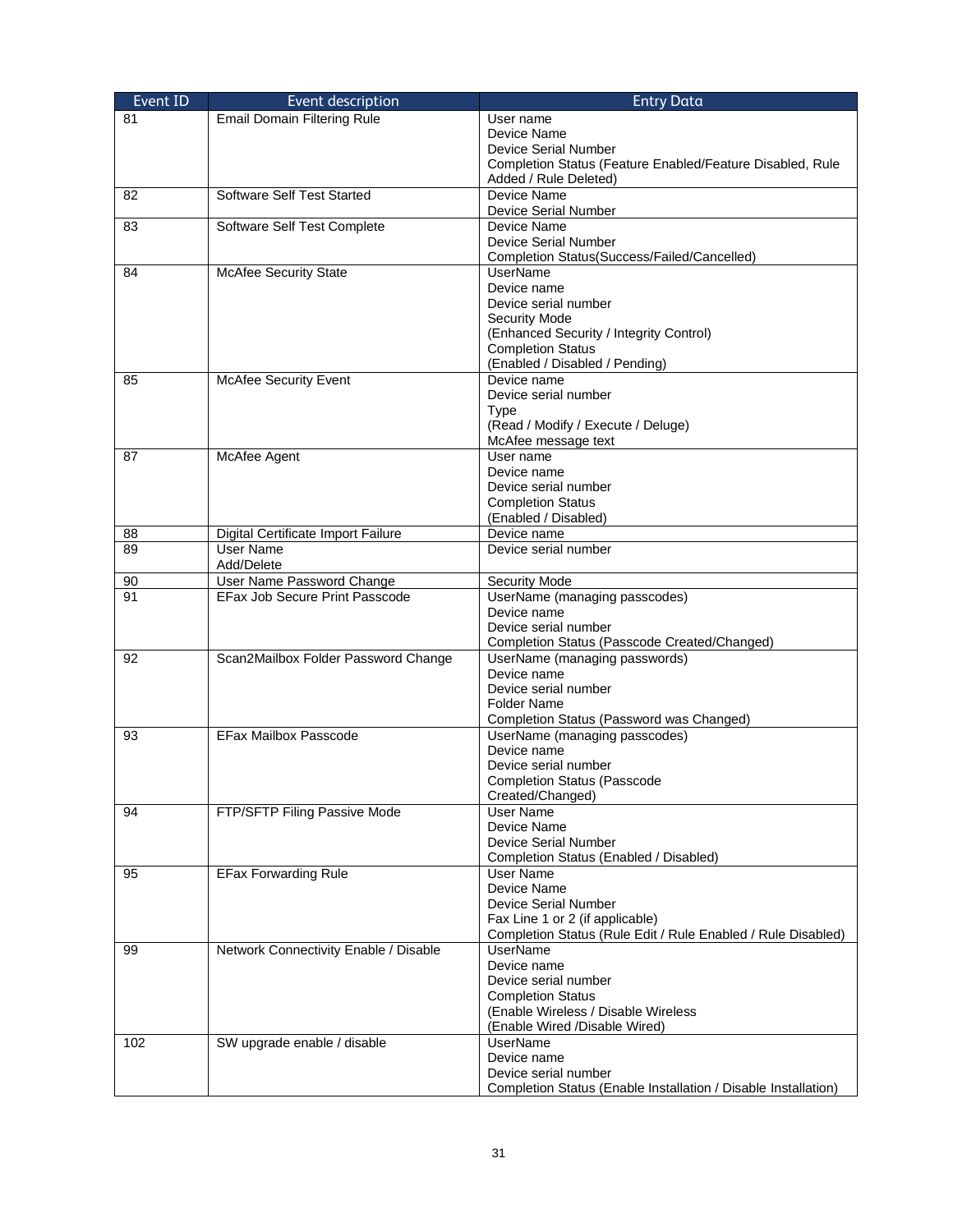| Event ID | Event description | Entry Data |
| --- | --- | --- |
| 81 | Email Domain Filtering Rule | User name<br>Device Name<br>Device Serial Number<br>Completion Status (Feature Enabled/Feature Disabled, Rule Added / Rule Deleted) |
| 82 | Software Self Test Started | Device Name<br>Device Serial Number |
| 83 | Software Self Test Complete | Device Name<br>Device Serial Number<br>Completion Status(Success/Failed/Cancelled) |
| 84 | McAfee Security State | UserName<br>Device name<br>Device serial number<br>Security Mode<br>(Enhanced Security / Integrity Control)<br>Completion Status<br>(Enabled / Disabled / Pending) |
| 85 | McAfee Security Event | Device name<br>Device serial number<br>Type<br>(Read / Modify / Execute / Deluge)<br>McAfee message text |
| 87 | McAfee Agent | User name<br>Device name<br>Device serial number<br>Completion Status<br>(Enabled / Disabled) |
| 88 | Digital Certificate Import Failure | Device name |
| 89 | User Name<br>Add/Delete | Device serial number |
| 90 | User Name Password Change | Security Mode |
| 91 | EFax Job Secure Print Passcode | UserName (managing passcodes)<br>Device name<br>Device serial number<br>Completion Status (Passcode Created/Changed) |
| 92 | Scan2Mailbox Folder Password Change | UserName (managing passwords)<br>Device name<br>Device serial number<br>Folder Name<br>Completion Status (Password was Changed) |
| 93 | EFax Mailbox Passcode | UserName (managing passcodes)<br>Device name<br>Device serial number<br>Completion Status (Passcode Created/Changed) |
| 94 | FTP/SFTP Filing Passive Mode | User Name<br>Device Name<br>Device Serial Number<br>Completion Status (Enabled / Disabled) |
| 95 | EFax Forwarding Rule | User Name<br>Device Name<br>Device Serial Number<br>Fax Line 1 or 2 (if applicable)<br>Completion Status (Rule Edit / Rule Enabled / Rule Disabled) |
| 99 | Network Connectivity Enable / Disable | UserName<br>Device name<br>Device serial number<br>Completion Status<br>(Enable Wireless / Disable Wireless<br>(Enable Wired /Disable Wired) |
| 102 | SW upgrade enable / disable | UserName<br>Device name<br>Device serial number<br>Completion Status (Enable Installation / Disable Installation) |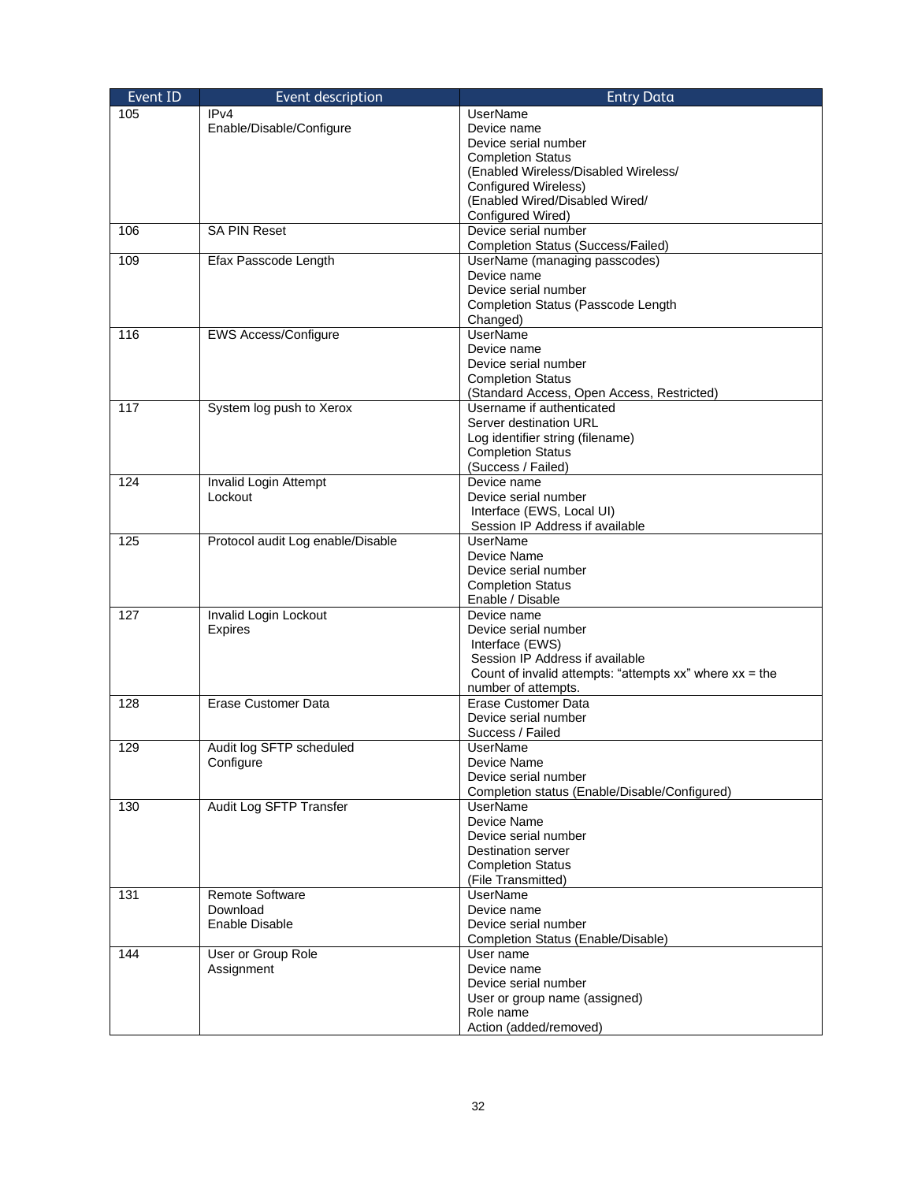| Event ID | Event description | Entry Data |
| --- | --- | --- |
| 105 | IPv4 Enable/Disable/Configure | UserName<br>Device name<br>Device serial number<br>Completion Status<br>(Enabled Wireless/Disabled Wireless/ Configured Wireless)<br>(Enabled Wired/Disabled Wired/ Configured Wired) |
| 106 | SA PIN Reset | Device serial number<br>Completion Status (Success/Failed) |
| 109 | Efax Passcode Length | UserName (managing passcodes)<br>Device name<br>Device serial number<br>Completion Status (Passcode Length Changed) |
| 116 | EWS Access/Configure | UserName<br>Device name<br>Device serial number<br>Completion Status<br>(Standard Access, Open Access, Restricted) |
| 117 | System log push to Xerox | Username if authenticated<br>Server destination URL<br>Log identifier string (filename)<br>Completion Status<br>(Success / Failed) |
| 124 | Invalid Login Attempt Lockout | Device name<br>Device serial number<br>Interface (EWS, Local UI)<br>Session IP Address if available |
| 125 | Protocol audit Log enable/Disable | UserName<br>Device Name<br>Device serial number<br>Completion Status<br>Enable / Disable |
| 127 | Invalid Login Lockout Expires | Device name<br>Device serial number<br>Interface (EWS)<br>Session IP Address if available<br>Count of invalid attempts: “attempts xx” where xx = the number of attempts. |
| 128 | Erase Customer Data | Erase Customer Data<br>Device serial number<br>Success / Failed |
| 129 | Audit log SFTP scheduled Configure | UserName<br>Device Name<br>Device serial number<br>Completion status (Enable/Disable/Configured) |
| 130 | Audit Log SFTP Transfer | UserName<br>Device Name<br>Device serial number<br>Destination server<br>Completion Status<br>(File Transmitted) |
| 131 | Remote Software Download Enable Disable | UserName<br>Device name<br>Device serial number<br>Completion Status (Enable/Disable) |
| 144 | User or Group Role Assignment | User name<br>Device name<br>Device serial number<br>User or group name (assigned)<br>Role name<br>Action (added/removed) |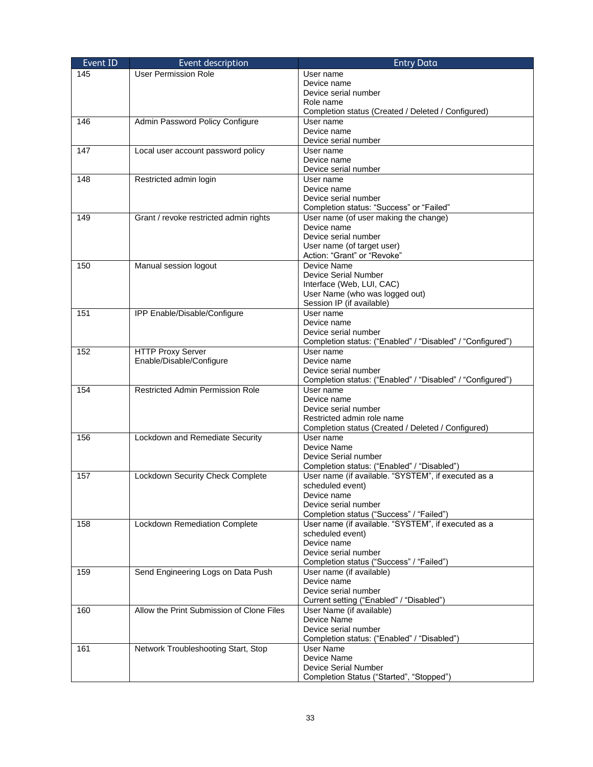| Event ID | Event description | Entry Data |
| --- | --- | --- |
| 145 | User Permission Role | User name<br>Device name<br>Device serial number<br>Role name<br>Completion status (Created / Deleted / Configured) |
| 146 | Admin Password Policy Configure | User name<br>Device name<br>Device serial number |
| 147 | Local user account password policy | User name<br>Device name<br>Device serial number |
| 148 | Restricted admin login | User name<br>Device name<br>Device serial number<br>Completion status: “Success” or “Failed” |
| 149 | Grant / revoke restricted admin rights | User name (of user making the change)<br>Device name<br>Device serial number<br>User name (of target user)<br>Action: “Grant” or “Revoke” |
| 150 | Manual session logout | Device Name<br>Device Serial Number<br>Interface (Web, LUI, CAC)<br>User Name (who was logged out)<br>Session IP (if available) |
| 151 | IPP Enable/Disable/Configure | User name<br>Device name<br>Device serial number<br>Completion status: (“Enabled” / “Disabled” / “Configured”) |
| 152 | HTTP Proxy Server Enable/Disable/Configure | User name<br>Device name<br>Device serial number<br>Completion status: (“Enabled” / “Disabled” / “Configured”) |
| 154 | Restricted Admin Permission Role | User name<br>Device name<br>Device serial number<br>Restricted admin role name<br>Completion status (Created / Deleted / Configured) |
| 156 | Lockdown and Remediate Security | User name<br>Device Name<br>Device Serial number<br>Completion status: (“Enabled” / “Disabled”) |
| 157 | Lockdown Security Check Complete | User name (if available. “SYSTEM”, if executed as a scheduled event)<br>Device name<br>Device serial number<br>Completion status (“Success” / “Failed”) |
| 158 | Lockdown Remediation Complete | User name (if available. “SYSTEM”, if executed as a scheduled event)<br>Device name<br>Device serial number<br>Completion status (“Success” / “Failed”) |
| 159 | Send Engineering Logs on Data Push | User name (if available)<br>Device name<br>Device serial number<br>Current setting (“Enabled” / “Disabled”) |
| 160 | Allow the Print Submission of Clone Files | User Name (if available)<br>Device Name<br>Device serial number<br>Completion status: (“Enabled” / “Disabled”) |
| 161 | Network Troubleshooting Start, Stop | User Name<br>Device Name<br>Device Serial Number<br>Completion Status (“Started”, “Stopped”) |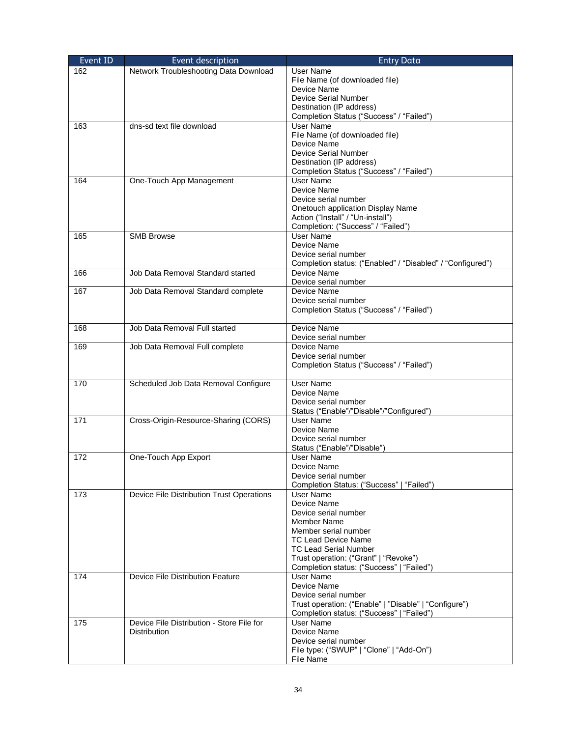| Event ID | Event description | Entry Data |
|---|---|---|
| 162 | Network Troubleshooting Data Download | User Name<br>File Name (of downloaded file)<br>Device Name<br>Device Serial Number<br>Destination (IP address)<br>Completion Status (“Success” / “Failed”) |
| 163 | dns-sd text file download | User Name<br>File Name (of downloaded file)<br>Device Name<br>Device Serial Number<br>Destination (IP address)<br>Completion Status (“Success” / “Failed”) |
| 164 | One-Touch App Management | User Name<br>Device Name<br>Device serial number<br>Onetouch application Display Name<br>Action (“Install” / “Un-install”)<br>Completion: (“Success” / “Failed”) |
| 165 | SMB Browse | User Name<br>Device Name<br>Device serial number<br>Completion status: (“Enabled” / “Disabled” / “Configured”) |
| 166 | Job Data Removal Standard started | Device Name<br>Device serial number |
| 167 | Job Data Removal Standard complete | Device Name<br>Device serial number<br>Completion Status (“Success” / “Failed”) |
| 168 | Job Data Removal Full started | Device Name<br>Device serial number |
| 169 | Job Data Removal Full complete | Device Name<br>Device serial number<br>Completion Status (“Success” / “Failed”) |
| 170 | Scheduled Job Data Removal Configure | User Name<br>Device Name<br>Device serial number<br>Status (“Enable”/”Disable”/”Configured”) |
| 171 | Cross-Origin-Resource-Sharing (CORS) | User Name<br>Device Name<br>Device serial number<br>Status (“Enable”/”Disable”) |
| 172 | One-Touch App Export | User Name<br>Device Name<br>Device serial number<br>Completion Status: (“Success” \| “Failed”) |
| 173 | Device File Distribution Trust Operations | User Name<br>Device Name<br>Device serial number<br>Member Name<br>Member serial number<br>TC Lead Device Name<br>TC Lead Serial Number<br>Trust operation: (“Grant” \| “Revoke”)<br>Completion status: (“Success” \| “Failed”) |
| 174 | Device File Distribution Feature | User Name<br>Device Name<br>Device serial number<br>Trust operation: (“Enable” \| ”Disable” \| “Configure”)<br>Completion status: (“Success” \| “Failed”) |
| 175 | Device File Distribution - Store File for Distribution | User Name<br>Device Name<br>Device serial number<br>File type: (“SWUP” \| “Clone” \| “Add-On”)<br>File Name |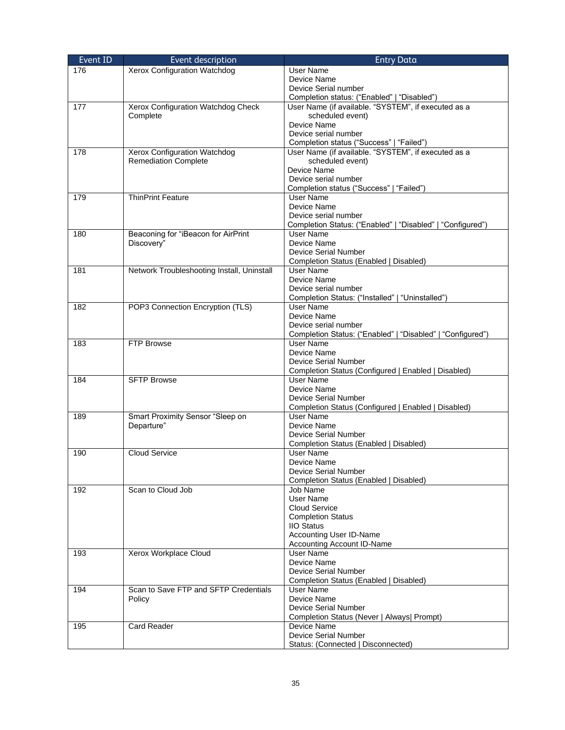| Event ID | Event description | Entry Data |
|---|---|---|
| 176 | Xerox Configuration Watchdog | User Name<br>Device Name<br>Device Serial number<br>Completion status: (“Enabled” \| “Disabled”) |
| 177 | Xerox Configuration Watchdog Check Complete | User Name (if available. “SYSTEM”, if executed as a scheduled event)<br>Device Name<br>Device serial number<br>Completion status (“Success” \| “Failed”) |
| 178 | Xerox Configuration Watchdog Remediation Complete | User Name (if available. “SYSTEM”, if executed as a scheduled event)<br>Device Name<br>Device serial number<br>Completion status (“Success” \| “Failed”) |
| 179 | ThinPrint Feature | User Name<br>Device Name<br>Device serial number<br>Completion Status: (“Enabled” \| “Disabled” \| “Configured”) |
| 180 | Beaconing for “iBeacon for AirPrint Discovery” | User Name<br>Device Name<br>Device Serial Number<br>Completion Status (Enabled \| Disabled) |
| 181 | Network Troubleshooting Install, Uninstall | User Name<br>Device Name<br>Device serial number<br>Completion Status: (“Installed” \| “Uninstalled”) |
| 182 | POP3 Connection Encryption (TLS) | User Name<br>Device Name<br>Device serial number<br>Completion Status: (“Enabled” \| “Disabled” \| “Configured”) |
| 183 | FTP Browse | User Name<br>Device Name<br>Device Serial Number<br>Completion Status (Configured \| Enabled \| Disabled) |
| 184 | SFTP Browse | User Name<br>Device Name<br>Device Serial Number<br>Completion Status (Configured \| Enabled \| Disabled) |
| 189 | Smart Proximity Sensor “Sleep on Departure” | User Name<br>Device Name<br>Device Serial Number<br>Completion Status (Enabled \| Disabled) |
| 190 | Cloud Service | User Name<br>Device Name<br>Device Serial Number<br>Completion Status (Enabled \| Disabled) |
| 192 | Scan to Cloud Job | Job Name<br>User Name<br>Cloud Service<br>Completion Status<br>IIO Status<br>Accounting User ID-Name<br>Accounting Account ID-Name |
| 193 | Xerox Workplace Cloud | User Name<br>Device Name<br>Device Serial Number<br>Completion Status (Enabled \| Disabled) |
| 194 | Scan to Save FTP and SFTP Credentials Policy | User Name<br>Device Name<br>Device Serial Number<br>Completion Status (Never \| Always\| Prompt) |
| 195 | Card Reader | Device Name<br>Device Serial Number<br>Status: (Connected \| Disconnected) |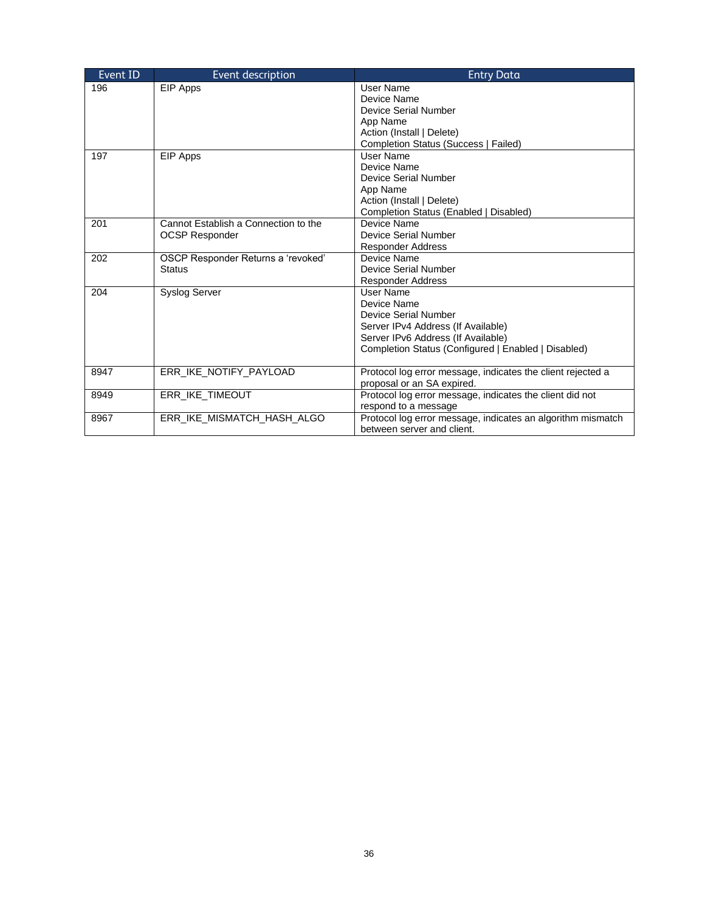| Event ID | Event description | Entry Data |
| --- | --- | --- |
| 196 | EIP Apps | User Name<br>Device Name<br>Device Serial Number<br>App Name<br>Action (Install \| Delete)<br>Completion Status (Success \| Failed) |
| 197 | EIP Apps | User Name<br>Device Name<br>Device Serial Number<br>App Name<br>Action (Install \| Delete)<br>Completion Status (Enabled \| Disabled) |
| 201 | Cannot Establish a Connection to the OCSP Responder | Device Name<br>Device Serial Number<br>Responder Address |
| 202 | OSCP Responder Returns a 'revoked' Status | Device Name<br>Device Serial Number<br>Responder Address |
| 204 | Syslog Server | User Name<br>Device Name<br>Device Serial Number<br>Server IPv4 Address (If Available)<br>Server IPv6 Address (If Available)<br>Completion Status (Configured \| Enabled \| Disabled) |
| 8947 | ERR_IKE_NOTIFY_PAYLOAD | Protocol log error message, indicates the client rejected a proposal or an SA expired. |
| 8949 | ERR_IKE_TIMEOUT | Protocol log error message, indicates the client did not respond to a message |
| 8967 | ERR_IKE_MISMATCH_HASH_ALGO | Protocol log error message, indicates an algorithm mismatch between server and client. |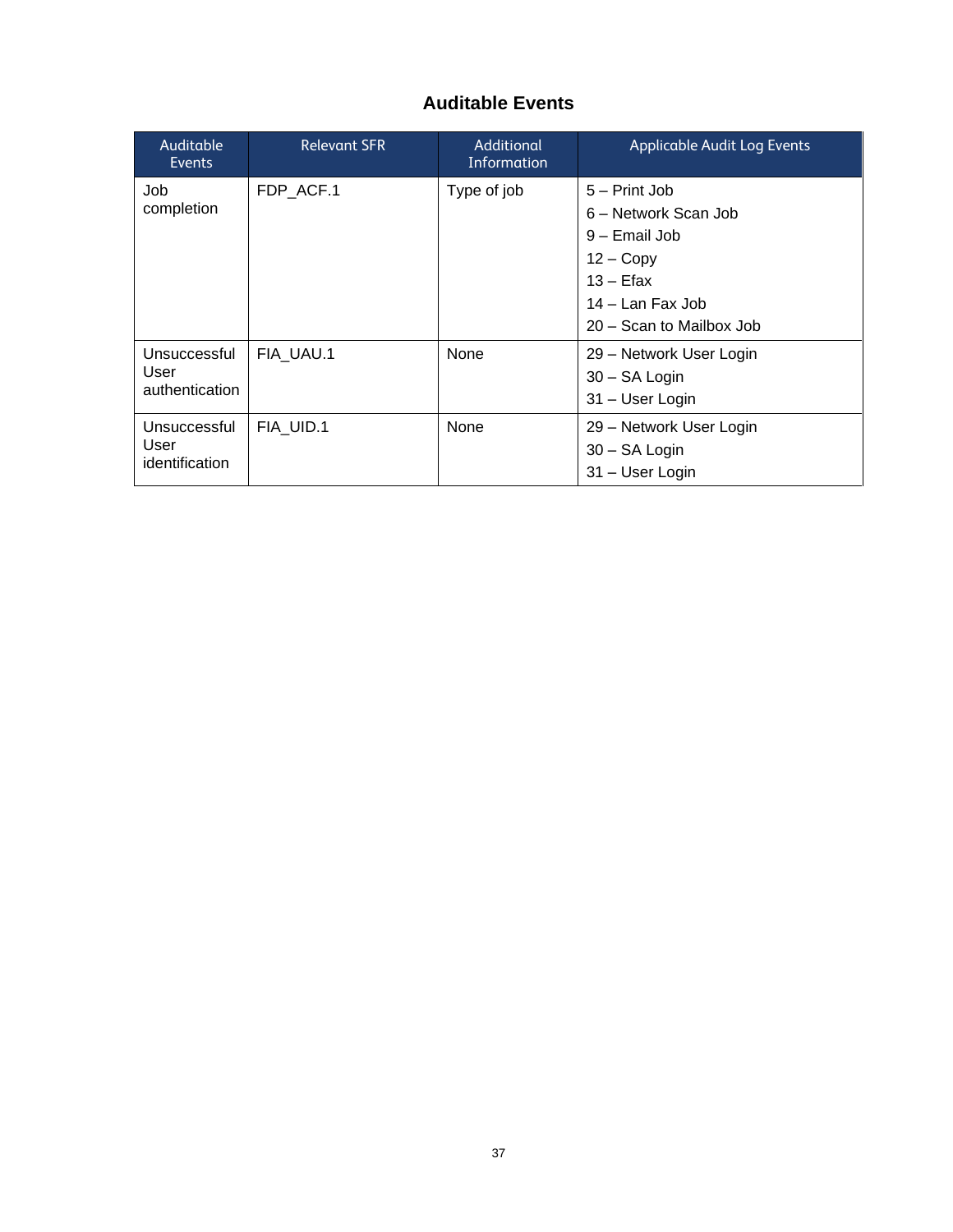## Auditable Events

| Auditable Events | Relevant SFR | Additional Information | Applicable Audit Log Events |
|---|---|---|---|
| Job completion | FDP_ACF.1 | Type of job | 5 – Print Job<br>6 – Network Scan Job<br>9 – Email Job<br>12 – Copy<br>13 – Efax<br>14 – Lan Fax Job<br>20 – Scan to Mailbox Job |
| Unsuccessful User authentication | FIA_UAU.1 | None | 29 – Network User Login<br>30 – SA Login<br>31 – User Login |
| Unsuccessful User identification | FIA_UID.1 | None | 29 – Network User Login<br>30 – SA Login<br>31 – User Login |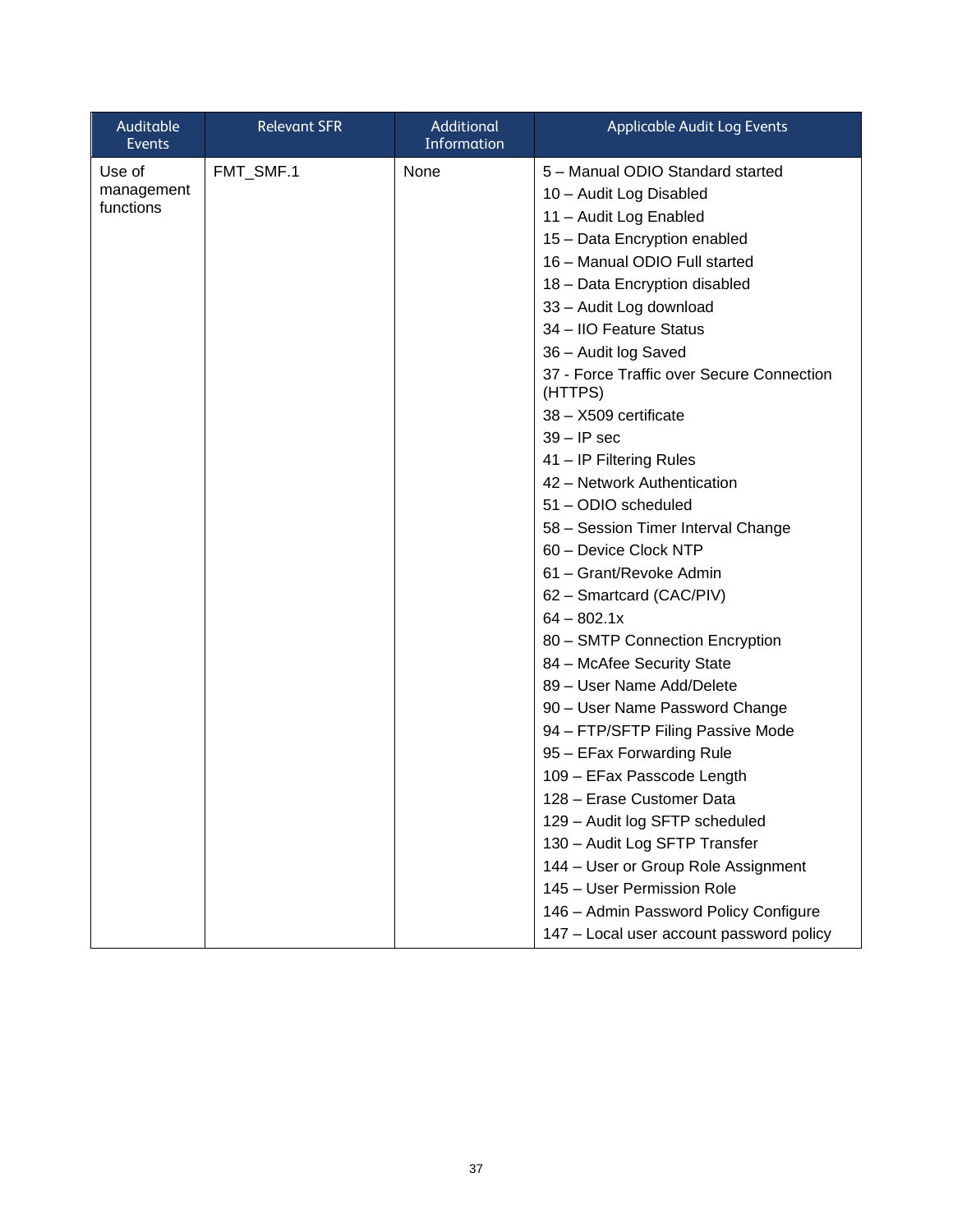| Auditable Events | Relevant SFR | Additional Information | Applicable Audit Log Events |
|---|---|---|---|
| Use of management functions | FMT_SMF.1 | None | 5 – Manual ODIO Standard started<br>10 – Audit Log Disabled<br>11 – Audit Log Enabled<br>15 – Data Encryption enabled<br>16 – Manual ODIO Full started<br>18 – Data Encryption disabled<br>33 – Audit Log download<br>34 – IIO Feature Status<br>36 – Audit log Saved<br>37 - Force Traffic over Secure Connection (HTTPS)<br>38 – X509 certificate<br>39 – IP sec<br>41 – IP Filtering Rules<br>42 – Network Authentication<br>51 – ODIO scheduled<br>58 – Session Timer Interval Change<br>60 – Device Clock NTP<br>61 – Grant/Revoke Admin<br>62 – Smartcard (CAC/PIV)<br>64 – 802.1x<br>80 – SMTP Connection Encryption<br>84 – McAfee Security State<br>89 – User Name Add/Delete<br>90 – User Name Password Change<br>94 – FTP/SFTP Filing Passive Mode<br>95 – EFax Forwarding Rule<br>109 – EFax Passcode Length<br>128 – Erase Customer Data<br>129 – Audit log SFTP scheduled<br>130 – Audit Log SFTP Transfer<br>144 – User or Group Role Assignment<br>145 – User Permission Role<br>146 – Admin Password Policy Configure<br>147 – Local user account password policy |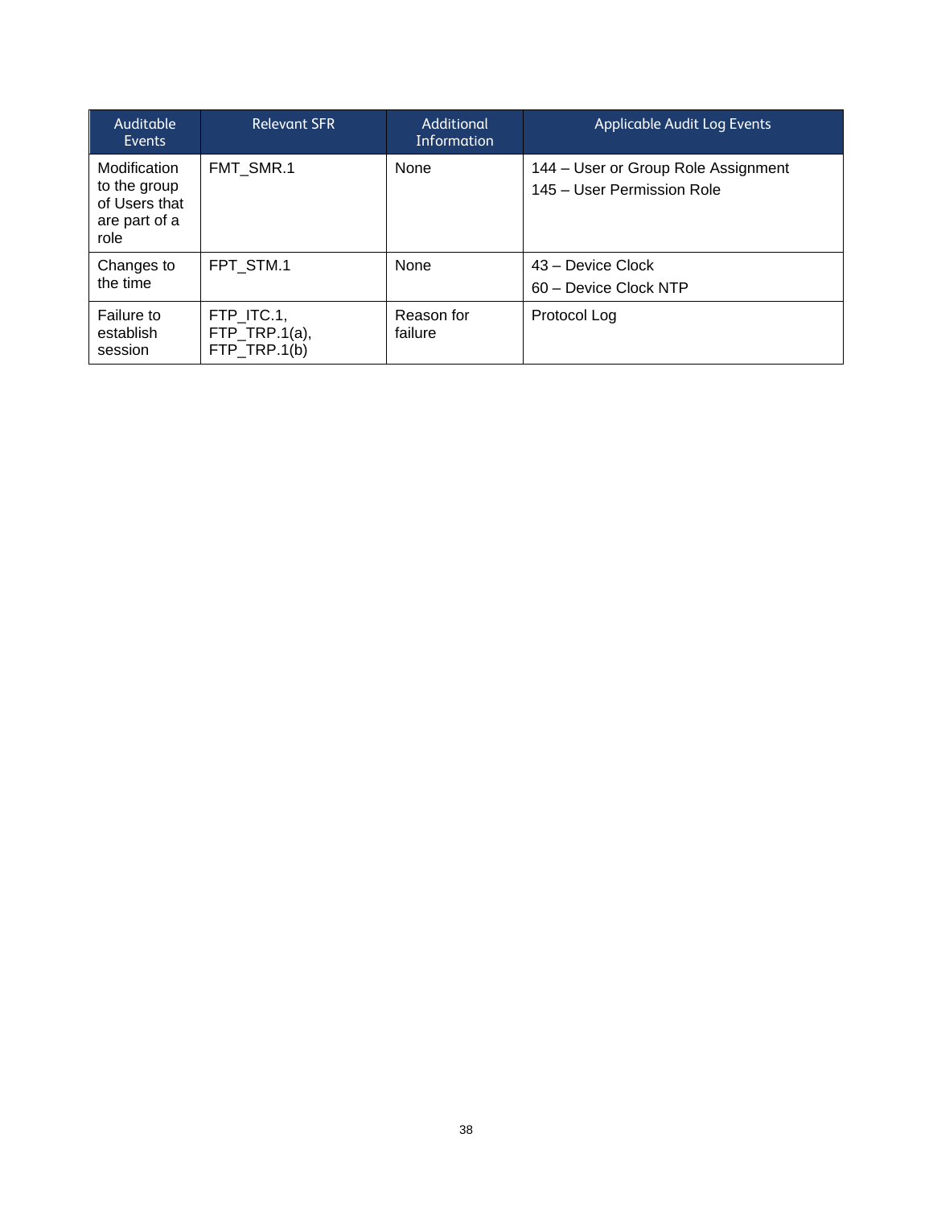| Auditable Events | Relevant SFR | Additional Information | Applicable Audit Log Events |
| --- | --- | --- | --- |
| Modification to the group of Users that are part of a role | FMT_SMR.1 | None | 144 – User or Group Role Assignment<br>145 – User Permission Role |
| Changes to the time | FPT_STM.1 | None | 43 – Device Clock<br>60 – Device Clock NTP |
| Failure to establish session | FTP_ITC.1, FTP_TRP.1(a), FTP_TRP.1(b) | Reason for failure | Protocol Log |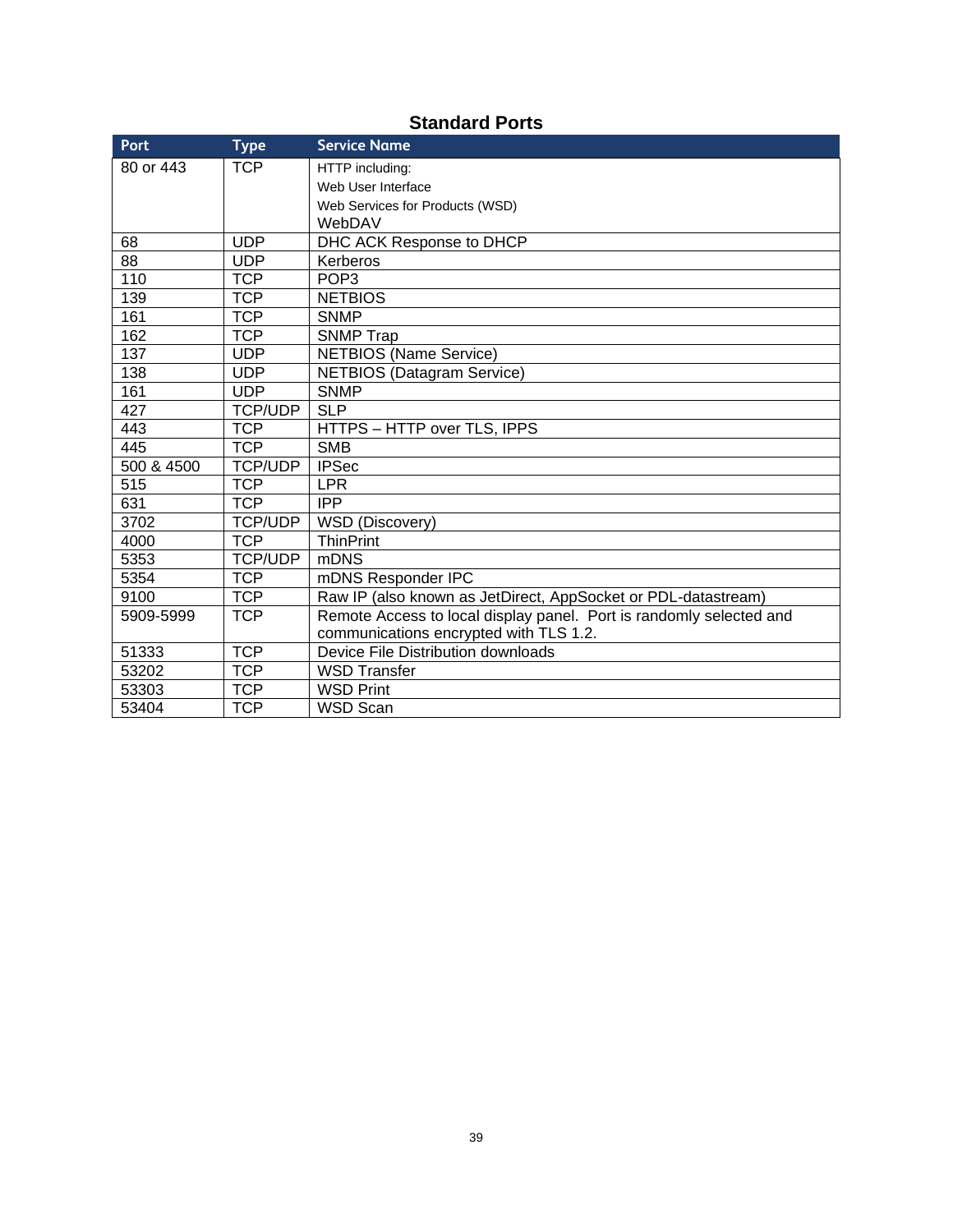## Standard Ports

| Port | Type | Service Name |
|---|---|---|
| 80 or 443 | TCP | HTTP including:<br>Web User Interface<br>Web Services for Products (WSD)<br>WebDAV |
| 68 | UDP | DHC ACK Response to DHCP |
| 88 | UDP | Kerberos |
| 110 | TCP | POP3 |
| 139 | TCP | NETBIOS |
| 161 | TCP | SNMP |
| 162 | TCP | SNMP Trap |
| 137 | UDP | NETBIOS (Name Service) |
| 138 | UDP | NETBIOS (Datagram Service) |
| 161 | UDP | SNMP |
| 427 | TCP/UDP | SLP |
| 443 | TCP | HTTPS – HTTP over TLS, IPPS |
| 445 | TCP | SMB |
| 500 & 4500 | TCP/UDP | IPSec |
| 515 | TCP | LPR |
| 631 | TCP | IPP |
| 3702 | TCP/UDP | WSD (Discovery) |
| 4000 | TCP | ThinPrint |
| 5353 | TCP/UDP | mDNS |
| 5354 | TCP | mDNS Responder IPC |
| 9100 | TCP | Raw IP (also known as JetDirect, AppSocket or PDL-datastream) |
| 5909-5999 | TCP | Remote Access to local display panel. Port is randomly selected and communications encrypted with TLS 1.2. |
| 51333 | TCP | Device File Distribution downloads |
| 53202 | TCP | WSD Transfer |
| 53303 | TCP | WSD Print |
| 53404 | TCP | WSD Scan |